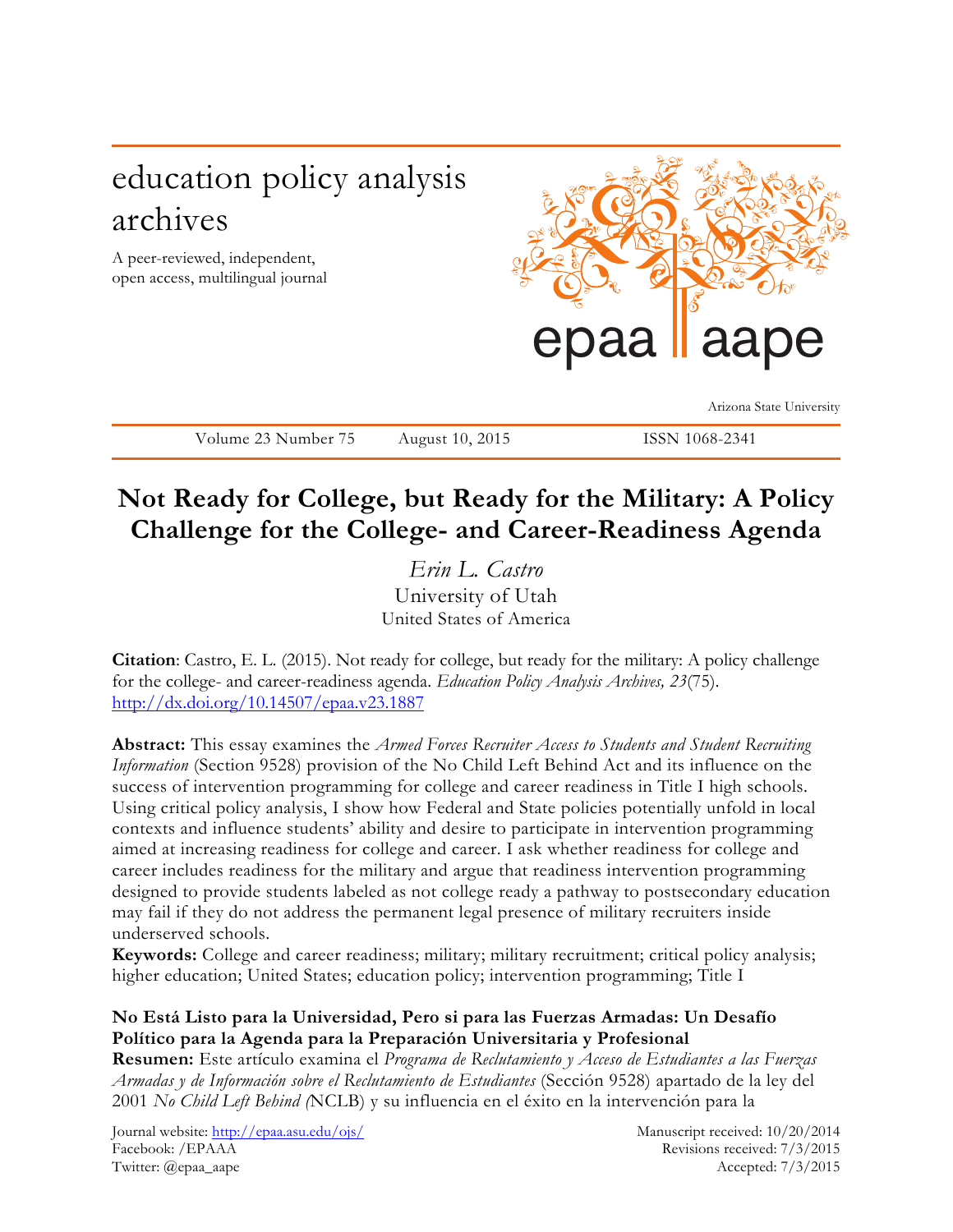# education policy analysis archives

A peer-reviewed, independent, open access, multilingual journal

epaa aape

Arizona State University

Volume 23 Number 75 August 10, 2015 ISSN 1068-2341

# Not Ready for College, but Ready for the Military: A Policy Challenge for the College- and Career-Readiness Agenda

*Erin L. Castro*
University of Utah
United States of America

**Citation**: Castro, E. L. (2015). Not ready for college, but ready for the military: A policy challenge for the college- and career-readiness agenda. *Education Policy Analysis Archives, 23*(75). http://dx.doi.org/10.14507/epaa.v23.1887

**Abstract:** This essay examines the *Armed Forces Recruiter Access to Students and Student Recruiting Information* (Section 9528) provision of the No Child Left Behind Act and its influence on the success of intervention programming for college and career readiness in Title I high schools. Using critical policy analysis, I show how Federal and State policies potentially unfold in local contexts and influence students' ability and desire to participate in intervention programming aimed at increasing readiness for college and career. I ask whether readiness for college and career includes readiness for the military and argue that readiness intervention programming designed to provide students labeled as not college ready a pathway to postsecondary education may fail if they do not address the permanent legal presence of military recruiters inside underserved schools.

**Keywords:** College and career readiness; military; military recruitment; critical policy analysis; higher education; United States; education policy; intervention programming; Title I

**No Está Listo para la Universidad, Pero si para las Fuerzas Armadas: Un Desafío Político para la Agenda para la Preparación Universitaria y Profesional**

**Resumen:** Este artículo examina el *Programa de Reclutamiento y Acceso de Estudiantes a las Fuerzas Armadas y de Información sobre el Reclutamiento de Estudiantes* (Sección 9528) apartado de la ley del 2001 *No Child Left Behind (*NCLB) y su influencia en el éxito en la intervención para la

Journal website: http://epaa.asu.edu/ojs/
Facebook: /EPAAA
Twitter: @epaa_aape

Manuscript received: 10/20/2014
Revisions received: 7/3/2015
Accepted: 7/3/2015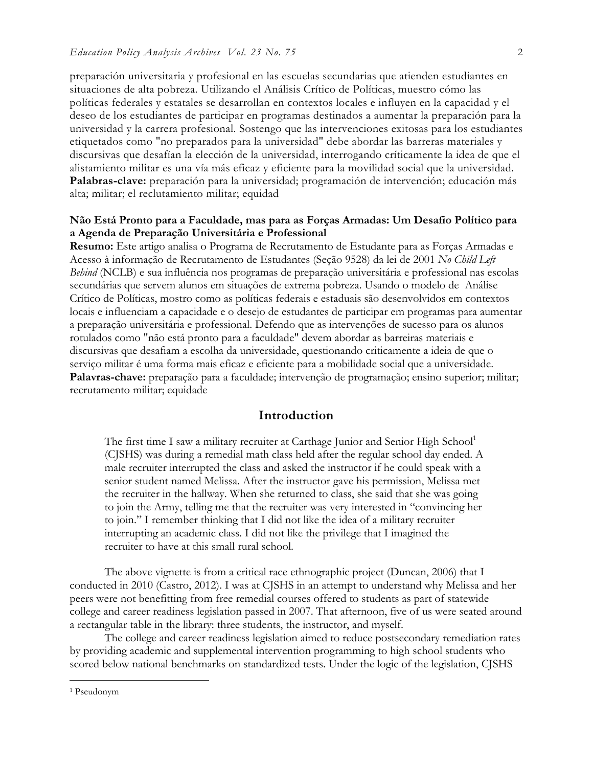preparación universitaria y profesional en las escuelas secundarias que atienden estudiantes en situaciones de alta pobreza. Utilizando el Análisis Crítico de Políticas, muestro cómo las políticas federales y estatales se desarrollan en contextos locales e influyen en la capacidad y el deseo de los estudiantes de participar en programas destinados a aumentar la preparación para la universidad y la carrera profesional. Sostengo que las intervenciones exitosas para los estudiantes etiquetados como "no preparados para la universidad" debe abordar las barreras materiales y discursivas que desafían la elección de la universidad, interrogando críticamente la idea de que el alistamiento militar es una vía más eficaz y eficiente para la movilidad social que la universidad.
**Palabras-clave:** preparación para la universidad; programación de intervención; educación más alta; militar; el reclutamiento militar; equidad

**Não Está Pronto para a Faculdade, mas para as Forças Armadas: Um Desafio Político para a Agenda de Preparação Universitária e Professional**
**Resumo:** Este artigo analisa o Programa de Recrutamento de Estudante para as Forças Armadas e Acesso à informação de Recrutamento de Estudantes (Seção 9528) da lei de 2001 *No Child Left Behind* (NCLB) e sua influência nos programas de preparação universitária e professional nas escolas secundárias que servem alunos em situações de extrema pobreza. Usando o modelo de Análise Crítico de Políticas, mostro como as políticas federais e estaduais são desenvolvidos em contextos locais e influenciam a capacidade e o desejo de estudantes de participar em programas para aumentar a preparação universitária e professional. Defendo que as intervenções de sucesso para os alunos rotulados como "não está pronto para a faculdade" devem abordar as barreiras materiais e discursivas que desafiam a escolha da universidade, questionando criticamente a ideia de que o serviço militar é uma forma mais eficaz e eficiente para a mobilidade social que a universidade.
**Palavras-chave:** preparação para a faculdade; intervenção de programação; ensino superior; militar; recrutamento militar; equidade

## Introduction

> The first time I saw a military recruiter at Carthage Junior and Senior High School[1] (CJSHS) was during a remedial math class held after the regular school day ended. A male recruiter interrupted the class and asked the instructor if he could speak with a senior student named Melissa. After the instructor gave his permission, Melissa met the recruiter in the hallway. When she returned to class, she said that she was going to join the Army, telling me that the recruiter was very interested in "convincing her to join." I remember thinking that I did not like the idea of a military recruiter interrupting an academic class. I did not like the privilege that I imagined the recruiter to have at this small rural school.

The above vignette is from a critical race ethnographic project (Duncan, 2006) that I conducted in 2010 (Castro, 2012). I was at CJSHS in an attempt to understand why Melissa and her peers were not benefitting from free remedial courses offered to students as part of statewide college and career readiness legislation passed in 2007. That afternoon, five of us were seated around a rectangular table in the library: three students, the instructor, and myself.

The college and career readiness legislation aimed to reduce postsecondary remediation rates by providing academic and supplemental intervention programming to high school students who scored below national benchmarks on standardized tests. Under the logic of the legislation, CJSHS

[1] Pseudonym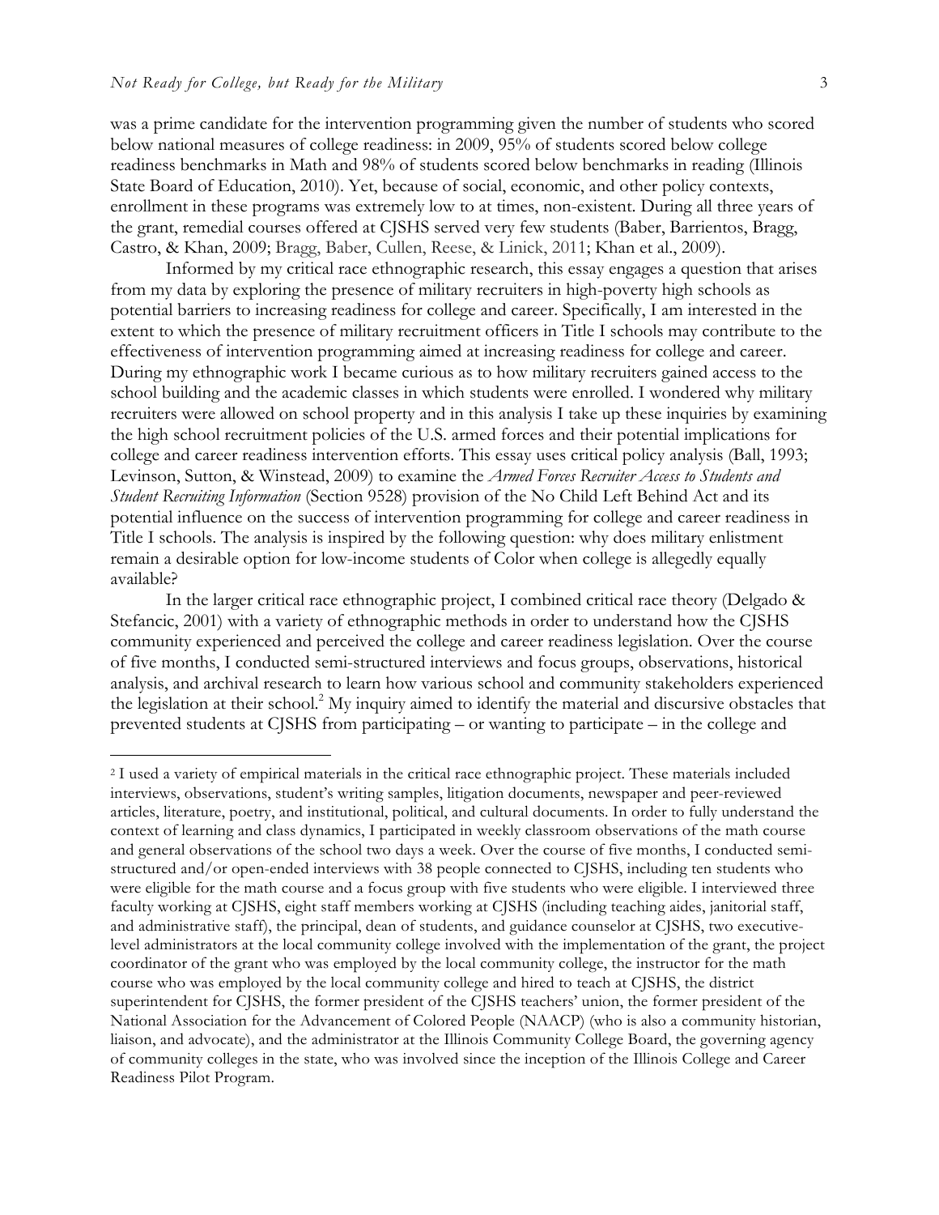was a prime candidate for the intervention programming given the number of students who scored below national measures of college readiness: in 2009, 95% of students scored below college readiness benchmarks in Math and 98% of students scored below benchmarks in reading (Illinois State Board of Education, 2010). Yet, because of social, economic, and other policy contexts, enrollment in these programs was extremely low to at times, non-existent. During all three years of the grant, remedial courses offered at CJSHS served very few students (Baber, Barrientos, Bragg, Castro, & Khan, 2009; Bragg, Baber, Cullen, Reese, & Linick, 2011; Khan et al., 2009).

Informed by my critical race ethnographic research, this essay engages a question that arises from my data by exploring the presence of military recruiters in high-poverty high schools as potential barriers to increasing readiness for college and career. Specifically, I am interested in the extent to which the presence of military recruitment officers in Title I schools may contribute to the effectiveness of intervention programming aimed at increasing readiness for college and career. During my ethnographic work I became curious as to how military recruiters gained access to the school building and the academic classes in which students were enrolled. I wondered why military recruiters were allowed on school property and in this analysis I take up these inquiries by examining the high school recruitment policies of the U.S. armed forces and their potential implications for college and career readiness intervention efforts. This essay uses critical policy analysis (Ball, 1993; Levinson, Sutton, & Winstead, 2009) to examine the *Armed Forces Recruiter Access to Students and Student Recruiting Information* (Section 9528) provision of the No Child Left Behind Act and its potential influence on the success of intervention programming for college and career readiness in Title I schools. The analysis is inspired by the following question: why does military enlistment remain a desirable option for low-income students of Color when college is allegedly equally available?

In the larger critical race ethnographic project, I combined critical race theory (Delgado & Stefancic, 2001) with a variety of ethnographic methods in order to understand how the CJSHS community experienced and perceived the college and career readiness legislation. Over the course of five months, I conducted semi-structured interviews and focus groups, observations, historical analysis, and archival research to learn how various school and community stakeholders experienced the legislation at their school.[2] My inquiry aimed to identify the material and discursive obstacles that prevented students at CJSHS from participating – or wanting to participate – in the college and

---

[2] I used a variety of empirical materials in the critical race ethnographic project. These materials included interviews, observations, student's writing samples, litigation documents, newspaper and peer-reviewed articles, literature, poetry, and institutional, political, and cultural documents. In order to fully understand the context of learning and class dynamics, I participated in weekly classroom observations of the math course and general observations of the school two days a week. Over the course of five months, I conducted semi-structured and/or open-ended interviews with 38 people connected to CJSHS, including ten students who were eligible for the math course and a focus group with five students who were eligible. I interviewed three faculty working at CJSHS, eight staff members working at CJSHS (including teaching aides, janitorial staff, and administrative staff), the principal, dean of students, and guidance counselor at CJSHS, two executive-level administrators at the local community college involved with the implementation of the grant, the project coordinator of the grant who was employed by the local community college, the instructor for the math course who was employed by the local community college and hired to teach at CJSHS, the district superintendent for CJSHS, the former president of the CJSHS teachers' union, the former president of the National Association for the Advancement of Colored People (NAACP) (who is also a community historian, liaison, and advocate), and the administrator at the Illinois Community College Board, the governing agency of community colleges in the state, who was involved since the inception of the Illinois College and Career Readiness Pilot Program.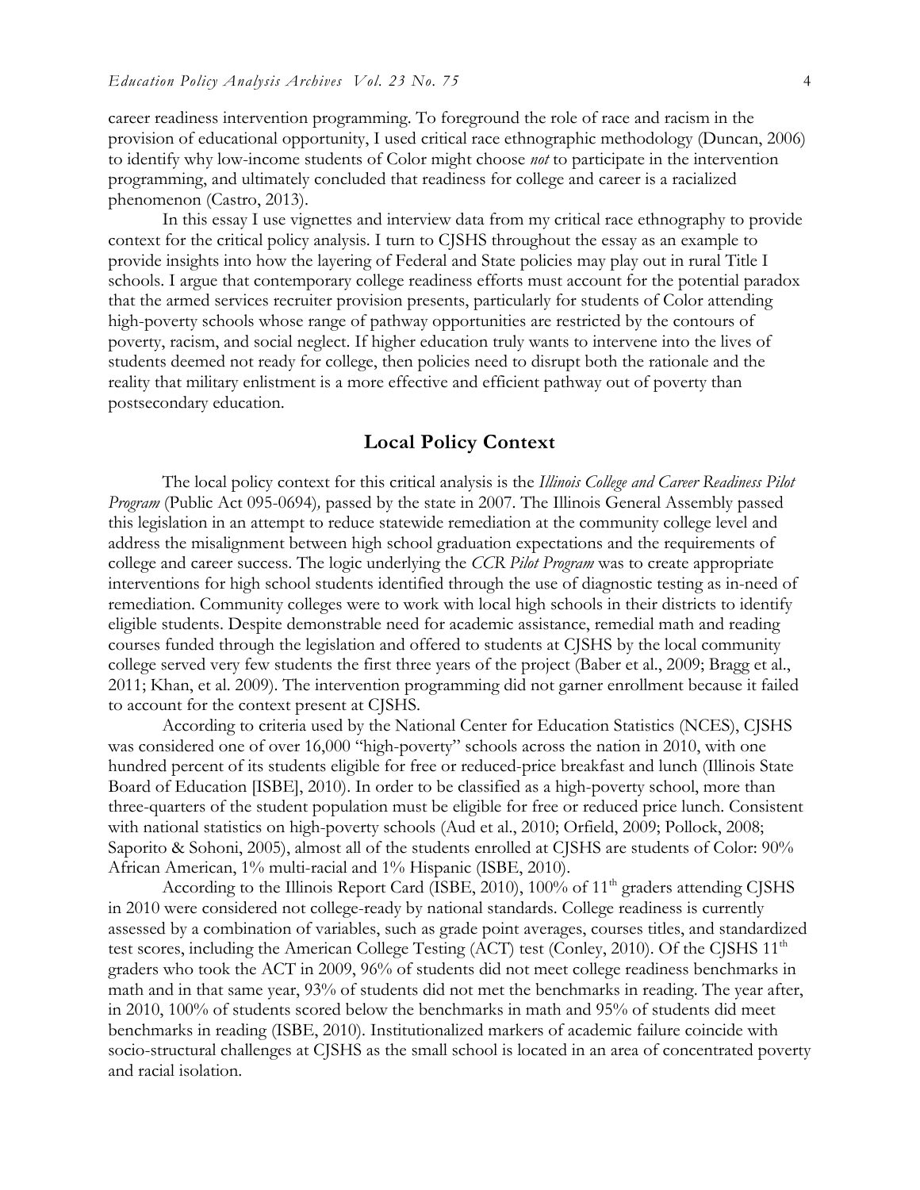career readiness intervention programming. To foreground the role of race and racism in the provision of educational opportunity, I used critical race ethnographic methodology (Duncan, 2006) to identify why low-income students of Color might choose *not* to participate in the intervention programming, and ultimately concluded that readiness for college and career is a racialized phenomenon (Castro, 2013).

In this essay I use vignettes and interview data from my critical race ethnography to provide context for the critical policy analysis. I turn to CJSHS throughout the essay as an example to provide insights into how the layering of Federal and State policies may play out in rural Title I schools. I argue that contemporary college readiness efforts must account for the potential paradox that the armed services recruiter provision presents, particularly for students of Color attending high-poverty schools whose range of pathway opportunities are restricted by the contours of poverty, racism, and social neglect. If higher education truly wants to intervene into the lives of students deemed not ready for college, then policies need to disrupt both the rationale and the reality that military enlistment is a more effective and efficient pathway out of poverty than postsecondary education.

## Local Policy Context

The local policy context for this critical analysis is the *Illinois College and Career Readiness Pilot Program* (Public Act 095-0694), passed by the state in 2007. The Illinois General Assembly passed this legislation in an attempt to reduce statewide remediation at the community college level and address the misalignment between high school graduation expectations and the requirements of college and career success. The logic underlying the *CCR Pilot Program* was to create appropriate interventions for high school students identified through the use of diagnostic testing as in-need of remediation. Community colleges were to work with local high schools in their districts to identify eligible students. Despite demonstrable need for academic assistance, remedial math and reading courses funded through the legislation and offered to students at CJSHS by the local community college served very few students the first three years of the project (Baber et al., 2009; Bragg et al., 2011; Khan, et al. 2009). The intervention programming did not garner enrollment because it failed to account for the context present at CJSHS.

According to criteria used by the National Center for Education Statistics (NCES), CJSHS was considered one of over 16,000 "high-poverty" schools across the nation in 2010, with one hundred percent of its students eligible for free or reduced-price breakfast and lunch (Illinois State Board of Education [ISBE], 2010). In order to be classified as a high-poverty school, more than three-quarters of the student population must be eligible for free or reduced price lunch. Consistent with national statistics on high-poverty schools (Aud et al., 2010; Orfield, 2009; Pollock, 2008; Saporito & Sohoni, 2005), almost all of the students enrolled at CJSHS are students of Color: 90% African American, 1% multi-racial and 1% Hispanic (ISBE, 2010).

According to the Illinois Report Card (ISBE, 2010), 100% of 11th graders attending CJSHS in 2010 were considered not college-ready by national standards. College readiness is currently assessed by a combination of variables, such as grade point averages, courses titles, and standardized test scores, including the American College Testing (ACT) test (Conley, 2010). Of the CJSHS 11th graders who took the ACT in 2009, 96% of students did not meet college readiness benchmarks in math and in that same year, 93% of students did not met the benchmarks in reading. The year after, in 2010, 100% of students scored below the benchmarks in math and 95% of students did meet benchmarks in reading (ISBE, 2010). Institutionalized markers of academic failure coincide with socio-structural challenges at CJSHS as the small school is located in an area of concentrated poverty and racial isolation.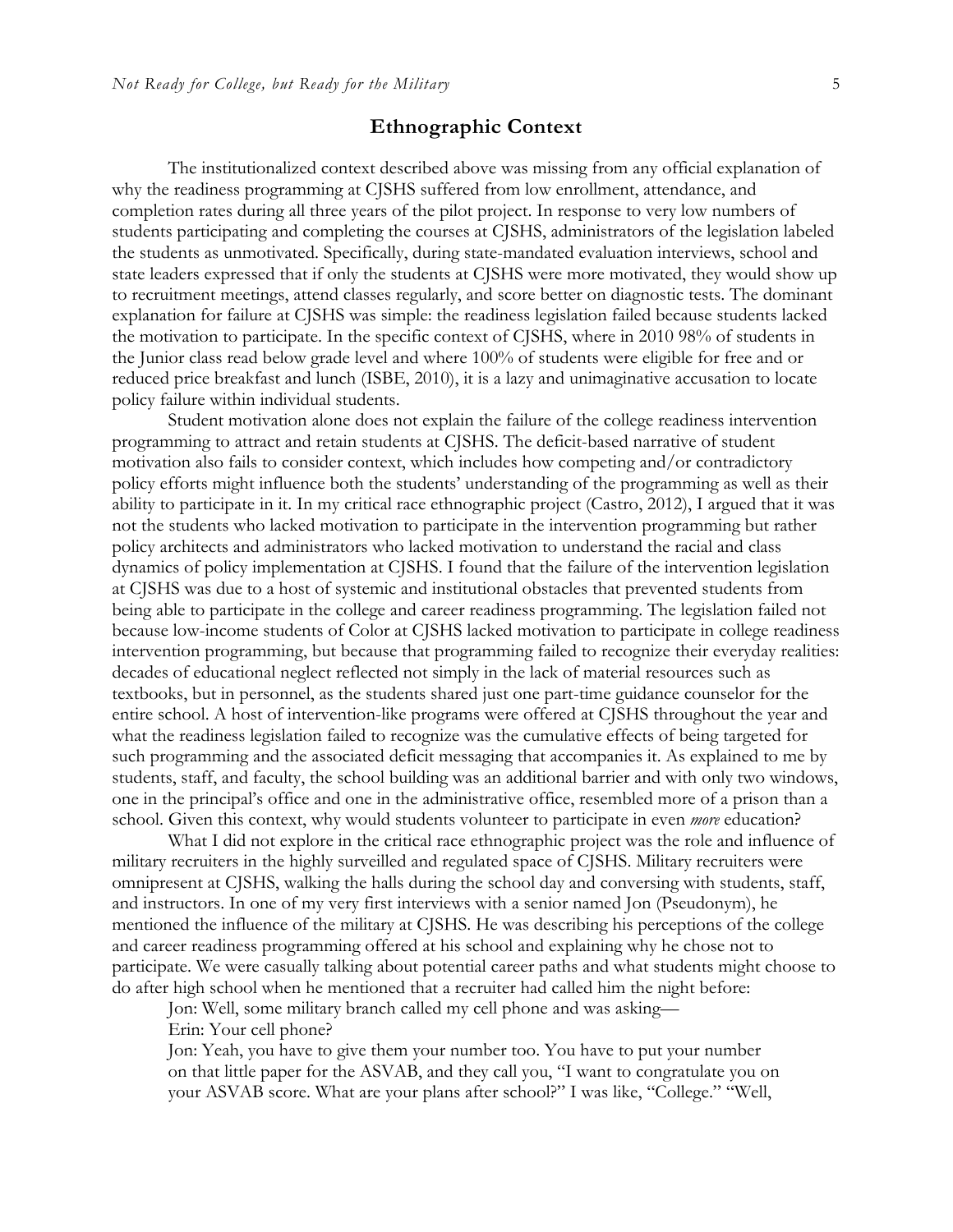## Ethnographic Context

The institutionalized context described above was missing from any official explanation of why the readiness programming at CJSHS suffered from low enrollment, attendance, and completion rates during all three years of the pilot project. In response to very low numbers of students participating and completing the courses at CJSHS, administrators of the legislation labeled the students as unmotivated. Specifically, during state-mandated evaluation interviews, school and state leaders expressed that if only the students at CJSHS were more motivated, they would show up to recruitment meetings, attend classes regularly, and score better on diagnostic tests. The dominant explanation for failure at CJSHS was simple: the readiness legislation failed because students lacked the motivation to participate. In the specific context of CJSHS, where in 2010 98% of students in the Junior class read below grade level and where 100% of students were eligible for free and or reduced price breakfast and lunch (ISBE, 2010), it is a lazy and unimaginative accusation to locate policy failure within individual students.

Student motivation alone does not explain the failure of the college readiness intervention programming to attract and retain students at CJSHS. The deficit-based narrative of student motivation also fails to consider context, which includes how competing and/or contradictory policy efforts might influence both the students' understanding of the programming as well as their ability to participate in it. In my critical race ethnographic project (Castro, 2012), I argued that it was not the students who lacked motivation to participate in the intervention programming but rather policy architects and administrators who lacked motivation to understand the racial and class dynamics of policy implementation at CJSHS. I found that the failure of the intervention legislation at CJSHS was due to a host of systemic and institutional obstacles that prevented students from being able to participate in the college and career readiness programming. The legislation failed not because low-income students of Color at CJSHS lacked motivation to participate in college readiness intervention programming, but because that programming failed to recognize their everyday realities: decades of educational neglect reflected not simply in the lack of material resources such as textbooks, but in personnel, as the students shared just one part-time guidance counselor for the entire school. A host of intervention-like programs were offered at CJSHS throughout the year and what the readiness legislation failed to recognize was the cumulative effects of being targeted for such programming and the associated deficit messaging that accompanies it. As explained to me by students, staff, and faculty, the school building was an additional barrier and with only two windows, one in the principal's office and one in the administrative office, resembled more of a prison than a school. Given this context, why would students volunteer to participate in even *more* education?

What I did not explore in the critical race ethnographic project was the role and influence of military recruiters in the highly surveilled and regulated space of CJSHS. Military recruiters were omnipresent at CJSHS, walking the halls during the school day and conversing with students, staff, and instructors. In one of my very first interviews with a senior named Jon (Pseudonym), he mentioned the influence of the military at CJSHS. He was describing his perceptions of the college and career readiness programming offered at his school and explaining why he chose not to participate. We were casually talking about potential career paths and what students might choose to do after high school when he mentioned that a recruiter had called him the night before:

> Jon: Well, some military branch called my cell phone and was asking—
>
> Erin: Your cell phone?
>
> Jon: Yeah, you have to give them your number too. You have to put your number on that little paper for the ASVAB, and they call you, "I want to congratulate you on your ASVAB score. What are your plans after school?" I was like, "College." "Well,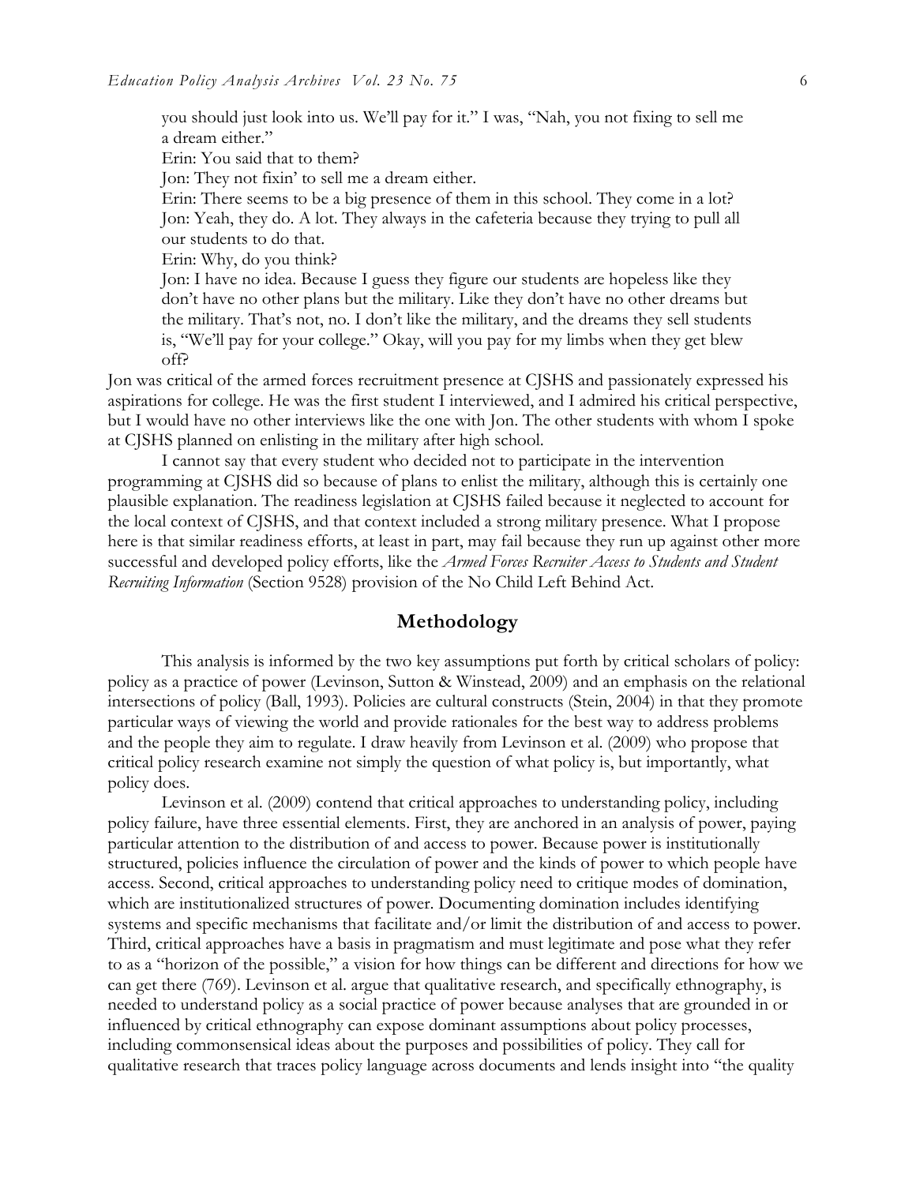you should just look into us. We'll pay for it." I was, "Nah, you not fixing to sell me a dream either."

Erin: You said that to them?

Jon: They not fixin' to sell me a dream either.

Erin: There seems to be a big presence of them in this school. They come in a lot?

Jon: Yeah, they do. A lot. They always in the cafeteria because they trying to pull all our students to do that.

Erin: Why, do you think?

Jon: I have no idea. Because I guess they figure our students are hopeless like they don't have no other plans but the military. Like they don't have no other dreams but the military. That's not, no. I don't like the military, and the dreams they sell students is, "We'll pay for your college." Okay, will you pay for my limbs when they get blew off?

Jon was critical of the armed forces recruitment presence at CJSHS and passionately expressed his aspirations for college. He was the first student I interviewed, and I admired his critical perspective, but I would have no other interviews like the one with Jon. The other students with whom I spoke at CJSHS planned on enlisting in the military after high school.

I cannot say that every student who decided not to participate in the intervention programming at CJSHS did so because of plans to enlist the military, although this is certainly one plausible explanation. The readiness legislation at CJSHS failed because it neglected to account for the local context of CJSHS, and that context included a strong military presence. What I propose here is that similar readiness efforts, at least in part, may fail because they run up against other more successful and developed policy efforts, like the *Armed Forces Recruiter Access to Students and Student Recruiting Information* (Section 9528) provision of the No Child Left Behind Act.

## Methodology

This analysis is informed by the two key assumptions put forth by critical scholars of policy: policy as a practice of power (Levinson, Sutton & Winstead, 2009) and an emphasis on the relational intersections of policy (Ball, 1993). Policies are cultural constructs (Stein, 2004) in that they promote particular ways of viewing the world and provide rationales for the best way to address problems and the people they aim to regulate. I draw heavily from Levinson et al. (2009) who propose that critical policy research examine not simply the question of what policy is, but importantly, what policy does.

Levinson et al. (2009) contend that critical approaches to understanding policy, including policy failure, have three essential elements. First, they are anchored in an analysis of power, paying particular attention to the distribution of and access to power. Because power is institutionally structured, policies influence the circulation of power and the kinds of power to which people have access. Second, critical approaches to understanding policy need to critique modes of domination, which are institutionalized structures of power. Documenting domination includes identifying systems and specific mechanisms that facilitate and/or limit the distribution of and access to power. Third, critical approaches have a basis in pragmatism and must legitimate and pose what they refer to as a "horizon of the possible," a vision for how things can be different and directions for how we can get there (769). Levinson et al. argue that qualitative research, and specifically ethnography, is needed to understand policy as a social practice of power because analyses that are grounded in or influenced by critical ethnography can expose dominant assumptions about policy processes, including commonsensical ideas about the purposes and possibilities of policy. They call for qualitative research that traces policy language across documents and lends insight into "the quality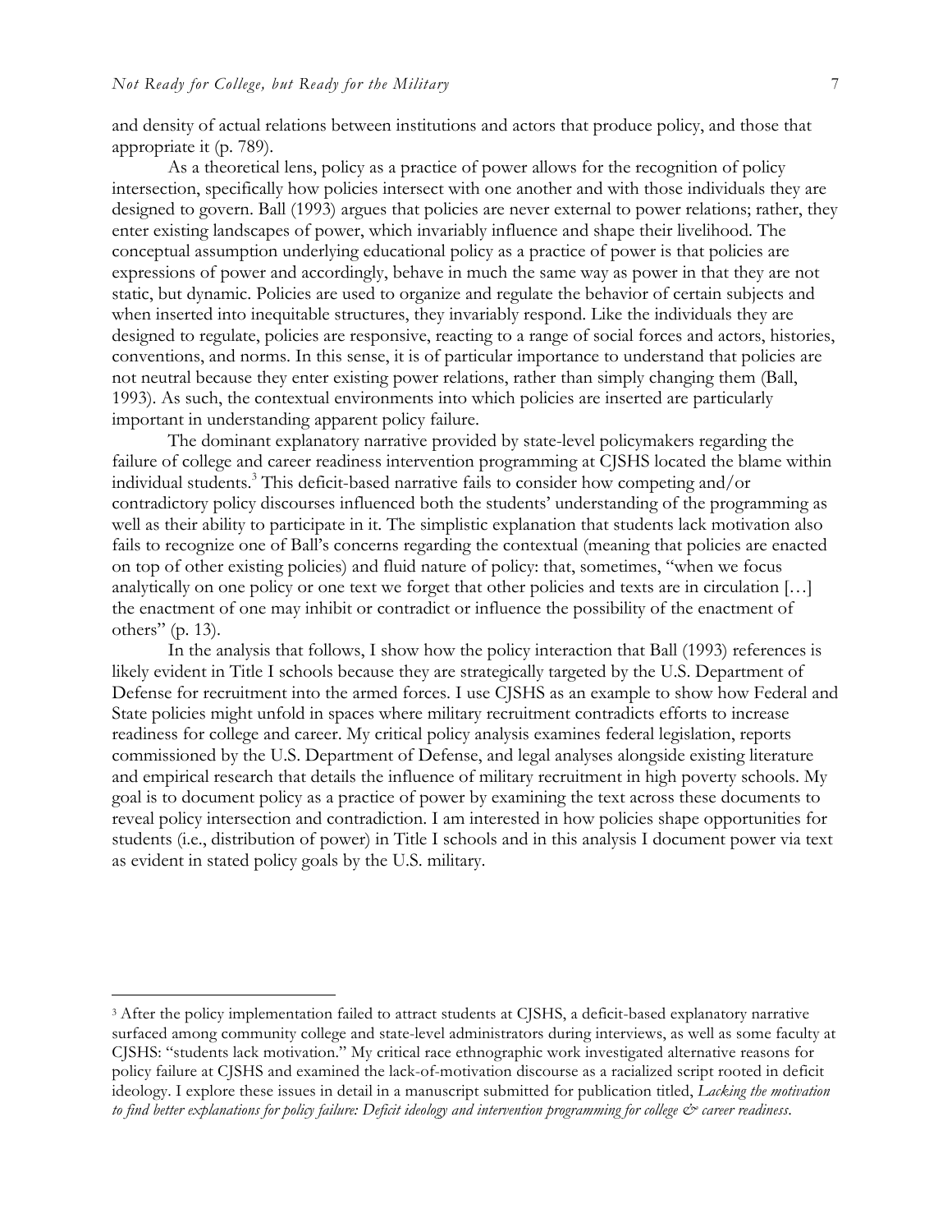and density of actual relations between institutions and actors that produce policy, and those that appropriate it (p. 789).

As a theoretical lens, policy as a practice of power allows for the recognition of policy intersection, specifically how policies intersect with one another and with those individuals they are designed to govern. Ball (1993) argues that policies are never external to power relations; rather, they enter existing landscapes of power, which invariably influence and shape their livelihood. The conceptual assumption underlying educational policy as a practice of power is that policies are expressions of power and accordingly, behave in much the same way as power in that they are not static, but dynamic. Policies are used to organize and regulate the behavior of certain subjects and when inserted into inequitable structures, they invariably respond. Like the individuals they are designed to regulate, policies are responsive, reacting to a range of social forces and actors, histories, conventions, and norms. In this sense, it is of particular importance to understand that policies are not neutral because they enter existing power relations, rather than simply changing them (Ball, 1993). As such, the contextual environments into which policies are inserted are particularly important in understanding apparent policy failure.

The dominant explanatory narrative provided by state-level policymakers regarding the failure of college and career readiness intervention programming at CJSHS located the blame within individual students.[3] This deficit-based narrative fails to consider how competing and/or contradictory policy discourses influenced both the students' understanding of the programming as well as their ability to participate in it. The simplistic explanation that students lack motivation also fails to recognize one of Ball's concerns regarding the contextual (meaning that policies are enacted on top of other existing policies) and fluid nature of policy: that, sometimes, "when we focus analytically on one policy or one text we forget that other policies and texts are in circulation […] the enactment of one may inhibit or contradict or influence the possibility of the enactment of others" (p. 13).

In the analysis that follows, I show how the policy interaction that Ball (1993) references is likely evident in Title I schools because they are strategically targeted by the U.S. Department of Defense for recruitment into the armed forces. I use CJSHS as an example to show how Federal and State policies might unfold in spaces where military recruitment contradicts efforts to increase readiness for college and career. My critical policy analysis examines federal legislation, reports commissioned by the U.S. Department of Defense, and legal analyses alongside existing literature and empirical research that details the influence of military recruitment in high poverty schools. My goal is to document policy as a practice of power by examining the text across these documents to reveal policy intersection and contradiction. I am interested in how policies shape opportunities for students (i.e., distribution of power) in Title I schools and in this analysis I document power via text as evident in stated policy goals by the U.S. military.

---

[3] After the policy implementation failed to attract students at CJSHS, a deficit-based explanatory narrative surfaced among community college and state-level administrators during interviews, as well as some faculty at CJSHS: "students lack motivation." My critical race ethnographic work investigated alternative reasons for policy failure at CJSHS and examined the lack-of-motivation discourse as a racialized script rooted in deficit ideology. I explore these issues in detail in a manuscript submitted for publication titled, *Lacking the motivation to find better explanations for policy failure: Deficit ideology and intervention programming for college & career readiness*.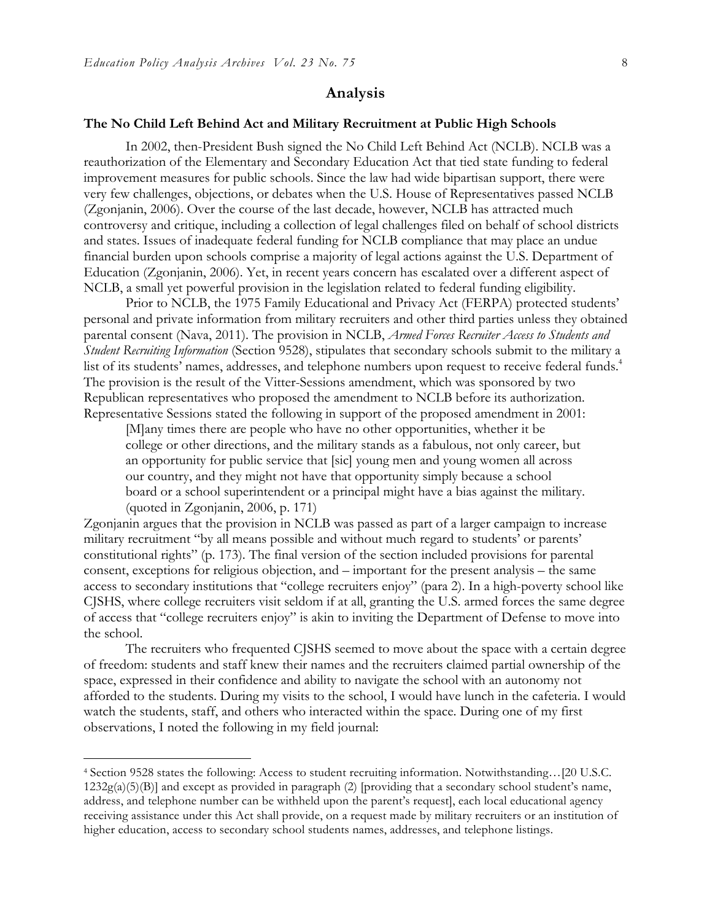## Analysis

### The No Child Left Behind Act and Military Recruitment at Public High Schools

In 2002, then-President Bush signed the No Child Left Behind Act (NCLB). NCLB was a reauthorization of the Elementary and Secondary Education Act that tied state funding to federal improvement measures for public schools. Since the law had wide bipartisan support, there were very few challenges, objections, or debates when the U.S. House of Representatives passed NCLB (Zgonjanin, 2006). Over the course of the last decade, however, NCLB has attracted much controversy and critique, including a collection of legal challenges filed on behalf of school districts and states. Issues of inadequate federal funding for NCLB compliance that may place an undue financial burden upon schools comprise a majority of legal actions against the U.S. Department of Education (Zgonjanin, 2006). Yet, in recent years concern has escalated over a different aspect of NCLB, a small yet powerful provision in the legislation related to federal funding eligibility.

Prior to NCLB, the 1975 Family Educational and Privacy Act (FERPA) protected students' personal and private information from military recruiters and other third parties unless they obtained parental consent (Nava, 2011). The provision in NCLB, *Armed Forces Recruiter Access to Students and Student Recruiting Information* (Section 9528), stipulates that secondary schools submit to the military a list of its students' names, addresses, and telephone numbers upon request to receive federal funds.[4] The provision is the result of the Vitter-Sessions amendment, which was sponsored by two Republican representatives who proposed the amendment to NCLB before its authorization. Representative Sessions stated the following in support of the proposed amendment in 2001:

> [M]any times there are people who have no other opportunities, whether it be college or other directions, and the military stands as a fabulous, not only career, but an opportunity for public service that [sic] young men and young women all across our country, and they might not have that opportunity simply because a school board or a school superintendent or a principal might have a bias against the military. (quoted in Zgonjanin, 2006, p. 171)

Zgonjanin argues that the provision in NCLB was passed as part of a larger campaign to increase military recruitment "by all means possible and without much regard to students' or parents' constitutional rights" (p. 173). The final version of the section included provisions for parental consent, exceptions for religious objection, and – important for the present analysis – the same access to secondary institutions that "college recruiters enjoy" (para 2). In a high-poverty school like CJSHS, where college recruiters visit seldom if at all, granting the U.S. armed forces the same degree of access that "college recruiters enjoy" is akin to inviting the Department of Defense to move into the school.

The recruiters who frequented CJSHS seemed to move about the space with a certain degree of freedom: students and staff knew their names and the recruiters claimed partial ownership of the space, expressed in their confidence and ability to navigate the school with an autonomy not afforded to the students. During my visits to the school, I would have lunch in the cafeteria. I would watch the students, staff, and others who interacted within the space. During one of my first observations, I noted the following in my field journal:

---

[4] Section 9528 states the following: Access to student recruiting information. Notwithstanding…[20 U.S.C. 1232g(a)(5)(B)] and except as provided in paragraph (2) [providing that a secondary school student's name, address, and telephone number can be withheld upon the parent's request], each local educational agency receiving assistance under this Act shall provide, on a request made by military recruiters or an institution of higher education, access to secondary school students names, addresses, and telephone listings.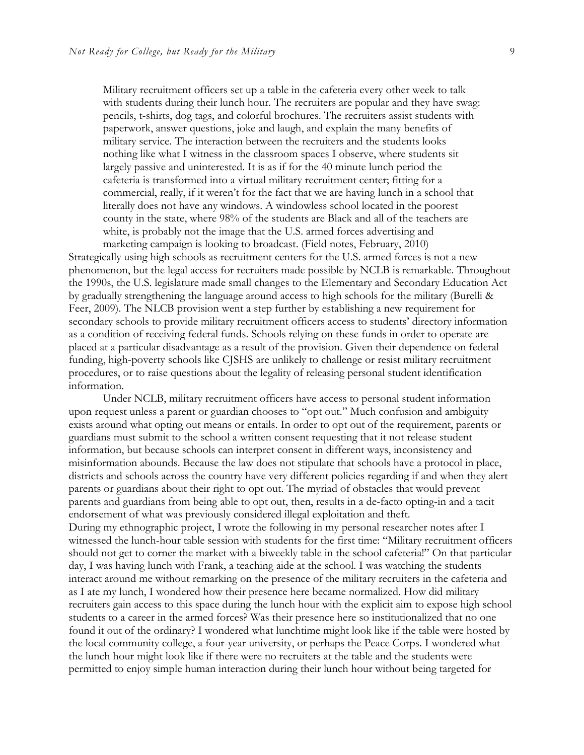> Military recruitment officers set up a table in the cafeteria every other week to talk with students during their lunch hour. The recruiters are popular and they have swag: pencils, t-shirts, dog tags, and colorful brochures. The recruiters assist students with paperwork, answer questions, joke and laugh, and explain the many benefits of military service. The interaction between the recruiters and the students looks nothing like what I witness in the classroom spaces I observe, where students sit largely passive and uninterested. It is as if for the 40 minute lunch period the cafeteria is transformed into a virtual military recruitment center; fitting for a commercial, really, if it weren't for the fact that we are having lunch in a school that literally does not have any windows. A windowless school located in the poorest county in the state, where 98% of the students are Black and all of the teachers are white, is probably not the image that the U.S. armed forces advertising and marketing campaign is looking to broadcast. (Field notes, February, 2010)

Strategically using high schools as recruitment centers for the U.S. armed forces is not a new phenomenon, but the legal access for recruiters made possible by NCLB is remarkable. Throughout the 1990s, the U.S. legislature made small changes to the Elementary and Secondary Education Act by gradually strengthening the language around access to high schools for the military (Burelli & Feer, 2009). The NLCB provision went a step further by establishing a new requirement for secondary schools to provide military recruitment officers access to students' directory information as a condition of receiving federal funds. Schools relying on these funds in order to operate are placed at a particular disadvantage as a result of the provision. Given their dependence on federal funding, high-poverty schools like CJSHS are unlikely to challenge or resist military recruitment procedures, or to raise questions about the legality of releasing personal student identification information.

Under NCLB, military recruitment officers have access to personal student information upon request unless a parent or guardian chooses to "opt out." Much confusion and ambiguity exists around what opting out means or entails. In order to opt out of the requirement, parents or guardians must submit to the school a written consent requesting that it not release student information, but because schools can interpret consent in different ways, inconsistency and misinformation abounds. Because the law does not stipulate that schools have a protocol in place, districts and schools across the country have very different policies regarding if and when they alert parents or guardians about their right to opt out. The myriad of obstacles that would prevent parents and guardians from being able to opt out, then, results in a de-facto opting-in and a tacit endorsement of what was previously considered illegal exploitation and theft.

During my ethnographic project, I wrote the following in my personal researcher notes after I witnessed the lunch-hour table session with students for the first time: "Military recruitment officers should not get to corner the market with a biweekly table in the school cafeteria!" On that particular day, I was having lunch with Frank, a teaching aide at the school. I was watching the students interact around me without remarking on the presence of the military recruiters in the cafeteria and as I ate my lunch, I wondered how their presence here became normalized. How did military recruiters gain access to this space during the lunch hour with the explicit aim to expose high school students to a career in the armed forces? Was their presence here so institutionalized that no one found it out of the ordinary? I wondered what lunchtime might look like if the table were hosted by the local community college, a four-year university, or perhaps the Peace Corps. I wondered what the lunch hour might look like if there were no recruiters at the table and the students were permitted to enjoy simple human interaction during their lunch hour without being targeted for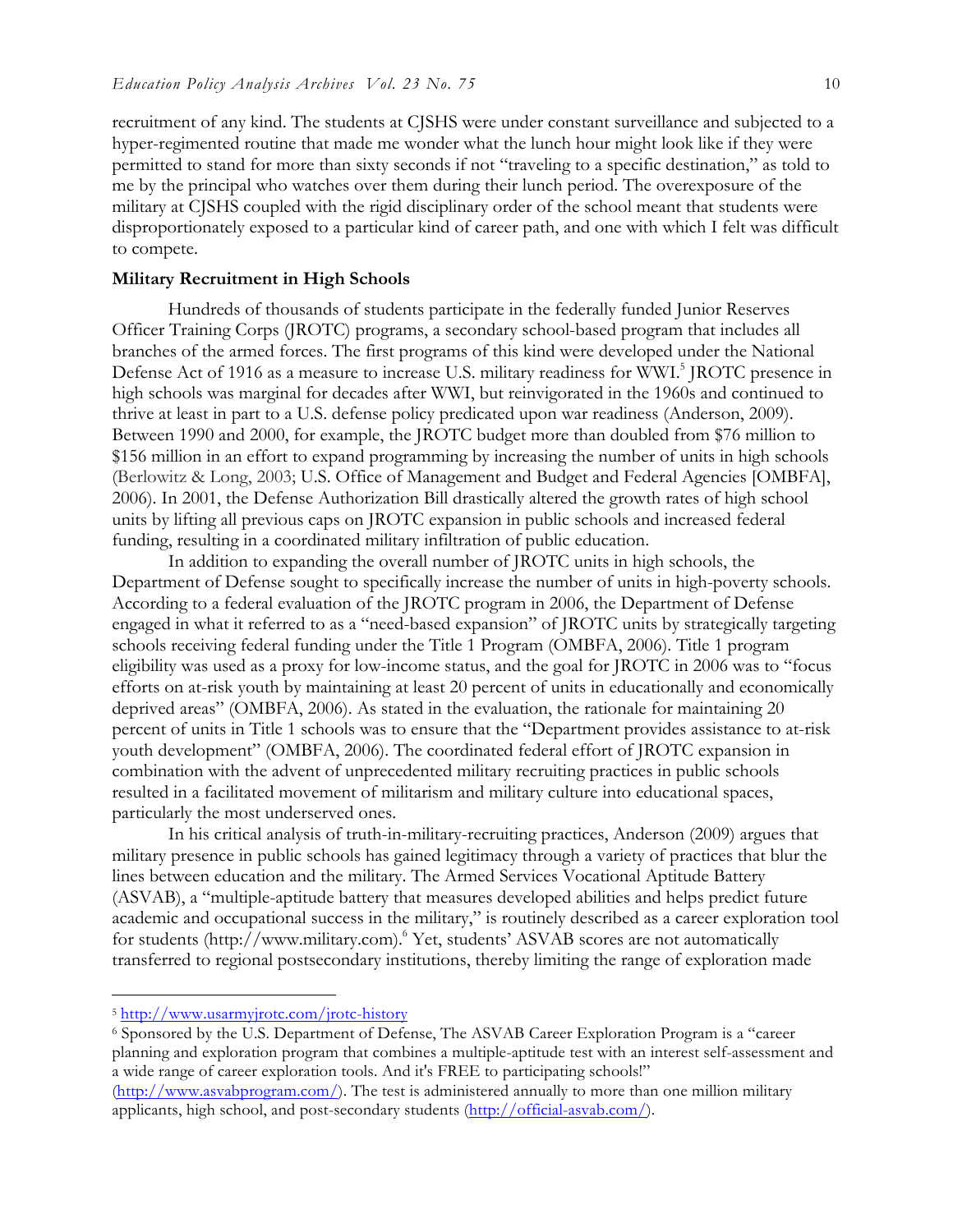recruitment of any kind. The students at CJSHS were under constant surveillance and subjected to a hyper-regimented routine that made me wonder what the lunch hour might look like if they were permitted to stand for more than sixty seconds if not "traveling to a specific destination," as told to me by the principal who watches over them during their lunch period. The overexposure of the military at CJSHS coupled with the rigid disciplinary order of the school meant that students were disproportionately exposed to a particular kind of career path, and one with which I felt was difficult to compete.

### Military Recruitment in High Schools

Hundreds of thousands of students participate in the federally funded Junior Reserves Officer Training Corps (JROTC) programs, a secondary school-based program that includes all branches of the armed forces. The first programs of this kind were developed under the National Defense Act of 1916 as a measure to increase U.S. military readiness for WWI.[5] JROTC presence in high schools was marginal for decades after WWI, but reinvigorated in the 1960s and continued to thrive at least in part to a U.S. defense policy predicated upon war readiness (Anderson, 2009). Between 1990 and 2000, for example, the JROTC budget more than doubled from $76 million to $156 million in an effort to expand programming by increasing the number of units in high schools (Berlowitz & Long, 2003; U.S. Office of Management and Budget and Federal Agencies [OMBFA], 2006). In 2001, the Defense Authorization Bill drastically altered the growth rates of high school units by lifting all previous caps on JROTC expansion in public schools and increased federal funding, resulting in a coordinated military infiltration of public education.

In addition to expanding the overall number of JROTC units in high schools, the Department of Defense sought to specifically increase the number of units in high-poverty schools. According to a federal evaluation of the JROTC program in 2006, the Department of Defense engaged in what it referred to as a "need-based expansion" of JROTC units by strategically targeting schools receiving federal funding under the Title 1 Program (OMBFA, 2006). Title 1 program eligibility was used as a proxy for low-income status, and the goal for JROTC in 2006 was to "focus efforts on at-risk youth by maintaining at least 20 percent of units in educationally and economically deprived areas" (OMBFA, 2006). As stated in the evaluation, the rationale for maintaining 20 percent of units in Title 1 schools was to ensure that the "Department provides assistance to at-risk youth development" (OMBFA, 2006). The coordinated federal effort of JROTC expansion in combination with the advent of unprecedented military recruiting practices in public schools resulted in a facilitated movement of militarism and military culture into educational spaces, particularly the most underserved ones.

In his critical analysis of truth-in-military-recruiting practices, Anderson (2009) argues that military presence in public schools has gained legitimacy through a variety of practices that blur the lines between education and the military. The Armed Services Vocational Aptitude Battery (ASVAB), a "multiple-aptitude battery that measures developed abilities and helps predict future academic and occupational success in the military," is routinely described as a career exploration tool for students (http://www.military.com).[6] Yet, students' ASVAB scores are not automatically transferred to regional postsecondary institutions, thereby limiting the range of exploration made

---

[5] http://www.usarmyjrotc.com/jrotc-history

[6] Sponsored by the U.S. Department of Defense, The ASVAB Career Exploration Program is a "career planning and exploration program that combines a multiple-aptitude test with an interest self-assessment and a wide range of career exploration tools. And it's FREE to participating schools!" (http://www.asvabprogram.com/). The test is administered annually to more than one million military applicants, high school, and post-secondary students (http://official-asvab.com/).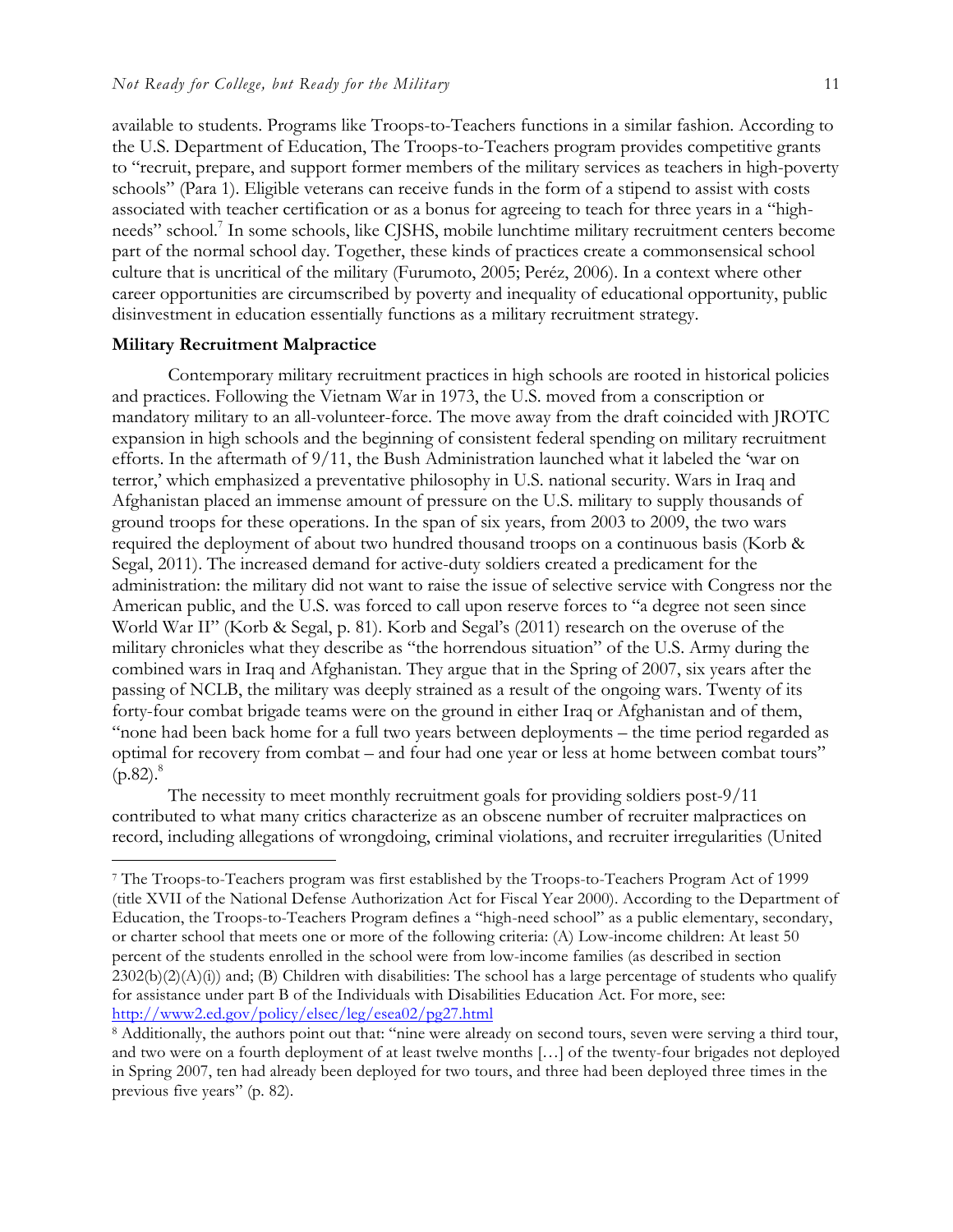available to students. Programs like Troops-to-Teachers functions in a similar fashion. According to the U.S. Department of Education, The Troops-to-Teachers program provides competitive grants to "recruit, prepare, and support former members of the military services as teachers in high-poverty schools" (Para 1). Eligible veterans can receive funds in the form of a stipend to assist with costs associated with teacher certification or as a bonus for agreeing to teach for three years in a "high-needs" school.[7] In some schools, like CJSHS, mobile lunchtime military recruitment centers become part of the normal school day. Together, these kinds of practices create a commonsensical school culture that is uncritical of the military (Furumoto, 2005; Peréz, 2006). In a context where other career opportunities are circumscribed by poverty and inequality of educational opportunity, public disinvestment in education essentially functions as a military recruitment strategy.

**Military Recruitment Malpractice**

Contemporary military recruitment practices in high schools are rooted in historical policies and practices. Following the Vietnam War in 1973, the U.S. moved from a conscription or mandatory military to an all-volunteer-force. The move away from the draft coincided with JROTC expansion in high schools and the beginning of consistent federal spending on military recruitment efforts. In the aftermath of 9/11, the Bush Administration launched what it labeled the 'war on terror,' which emphasized a preventative philosophy in U.S. national security. Wars in Iraq and Afghanistan placed an immense amount of pressure on the U.S. military to supply thousands of ground troops for these operations. In the span of six years, from 2003 to 2009, the two wars required the deployment of about two hundred thousand troops on a continuous basis (Korb & Segal, 2011). The increased demand for active-duty soldiers created a predicament for the administration: the military did not want to raise the issue of selective service with Congress nor the American public, and the U.S. was forced to call upon reserve forces to "a degree not seen since World War II" (Korb & Segal, p. 81). Korb and Segal's (2011) research on the overuse of the military chronicles what they describe as "the horrendous situation" of the U.S. Army during the combined wars in Iraq and Afghanistan. They argue that in the Spring of 2007, six years after the passing of NCLB, the military was deeply strained as a result of the ongoing wars. Twenty of its forty-four combat brigade teams were on the ground in either Iraq or Afghanistan and of them, "none had been back home for a full two years between deployments – the time period regarded as optimal for recovery from combat – and four had one year or less at home between combat tours" (p.82).[8]

The necessity to meet monthly recruitment goals for providing soldiers post-9/11 contributed to what many critics characterize as an obscene number of recruiter malpractices on record, including allegations of wrongdoing, criminal violations, and recruiter irregularities (United

---

[7] The Troops-to-Teachers program was first established by the Troops-to-Teachers Program Act of 1999 (title XVII of the National Defense Authorization Act for Fiscal Year 2000). According to the Department of Education, the Troops-to-Teachers Program defines a "high-need school" as a public elementary, secondary, or charter school that meets one or more of the following criteria: (A) Low-income children: At least 50 percent of the students enrolled in the school were from low-income families (as described in section 2302(b)(2)(A)(i)) and; (B) Children with disabilities: The school has a large percentage of students who qualify for assistance under part B of the Individuals with Disabilities Education Act. For more, see: http://www2.ed.gov/policy/elsec/leg/esea02/pg27.html

[8] Additionally, the authors point out that: "nine were already on second tours, seven were serving a third tour, and two were on a fourth deployment of at least twelve months […] of the twenty-four brigades not deployed in Spring 2007, ten had already been deployed for two tours, and three had been deployed three times in the previous five years" (p. 82).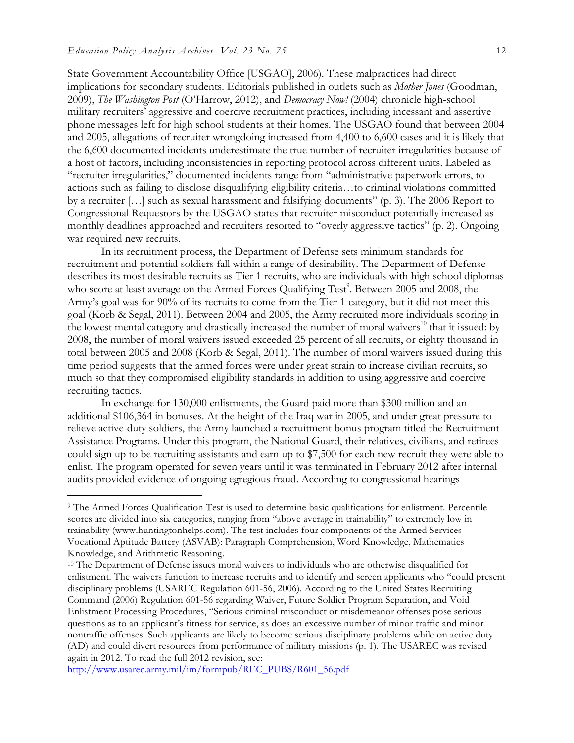State Government Accountability Office [USGAO], 2006). These malpractices had direct implications for secondary students. Editorials published in outlets such as *Mother Jones* (Goodman, 2009), *The Washington Post* (O'Harrow, 2012), and *Democracy Now!* (2004) chronicle high-school military recruiters' aggressive and coercive recruitment practices, including incessant and assertive phone messages left for high school students at their homes. The USGAO found that between 2004 and 2005, allegations of recruiter wrongdoing increased from 4,400 to 6,600 cases and it is likely that the 6,600 documented incidents underestimate the true number of recruiter irregularities because of a host of factors, including inconsistencies in reporting protocol across different units. Labeled as "recruiter irregularities," documented incidents range from "administrative paperwork errors, to actions such as failing to disclose disqualifying eligibility criteria…to criminal violations committed by a recruiter […] such as sexual harassment and falsifying documents" (p. 3). The 2006 Report to Congressional Requestors by the USGAO states that recruiter misconduct potentially increased as monthly deadlines approached and recruiters resorted to "overly aggressive tactics" (p. 2). Ongoing war required new recruits.

In its recruitment process, the Department of Defense sets minimum standards for recruitment and potential soldiers fall within a range of desirability. The Department of Defense describes its most desirable recruits as Tier 1 recruits, who are individuals with high school diplomas who score at least average on the Armed Forces Qualifying Test[9]. Between 2005 and 2008, the Army's goal was for 90% of its recruits to come from the Tier 1 category, but it did not meet this goal (Korb & Segal, 2011). Between 2004 and 2005, the Army recruited more individuals scoring in the lowest mental category and drastically increased the number of moral waivers[10] that it issued: by 2008, the number of moral waivers issued exceeded 25 percent of all recruits, or eighty thousand in total between 2005 and 2008 (Korb & Segal, 2011). The number of moral waivers issued during this time period suggests that the armed forces were under great strain to increase civilian recruits, so much so that they compromised eligibility standards in addition to using aggressive and coercive recruiting tactics.

In exchange for 130,000 enlistments, the Guard paid more than $300 million and an additional $106,364 in bonuses. At the height of the Iraq war in 2005, and under great pressure to relieve active-duty soldiers, the Army launched a recruitment bonus program titled the Recruitment Assistance Programs. Under this program, the National Guard, their relatives, civilians, and retirees could sign up to be recruiting assistants and earn up to $7,500 for each new recruit they were able to enlist. The program operated for seven years until it was terminated in February 2012 after internal audits provided evidence of ongoing egregious fraud. According to congressional hearings

---

[9] The Armed Forces Qualification Test is used to determine basic qualifications for enlistment. Percentile scores are divided into six categories, ranging from "above average in trainability" to extremely low in trainability (www.huntingtonhelps.com). The test includes four components of the Armed Services Vocational Aptitude Battery (ASVAB): Paragraph Comprehension, Word Knowledge, Mathematics Knowledge, and Arithmetic Reasoning.

[10] The Department of Defense issues moral waivers to individuals who are otherwise disqualified for enlistment. The waivers function to increase recruits and to identify and screen applicants who "could present disciplinary problems (USAREC Regulation 601-56, 2006). According to the United States Recruiting Command (2006) Regulation 601-56 regarding Waiver, Future Soldier Program Separation, and Void Enlistment Processing Procedures, "Serious criminal misconduct or misdemeanor offenses pose serious questions as to an applicant's fitness for service, as does an excessive number of minor traffic and minor nontraffic offenses. Such applicants are likely to become serious disciplinary problems while on active duty (AD) and could divert resources from performance of military missions (p. 1). The USAREC was revised again in 2012. To read the full 2012 revision, see: http://www.usarec.army.mil/im/formpub/REC_PUBS/R601_56.pdf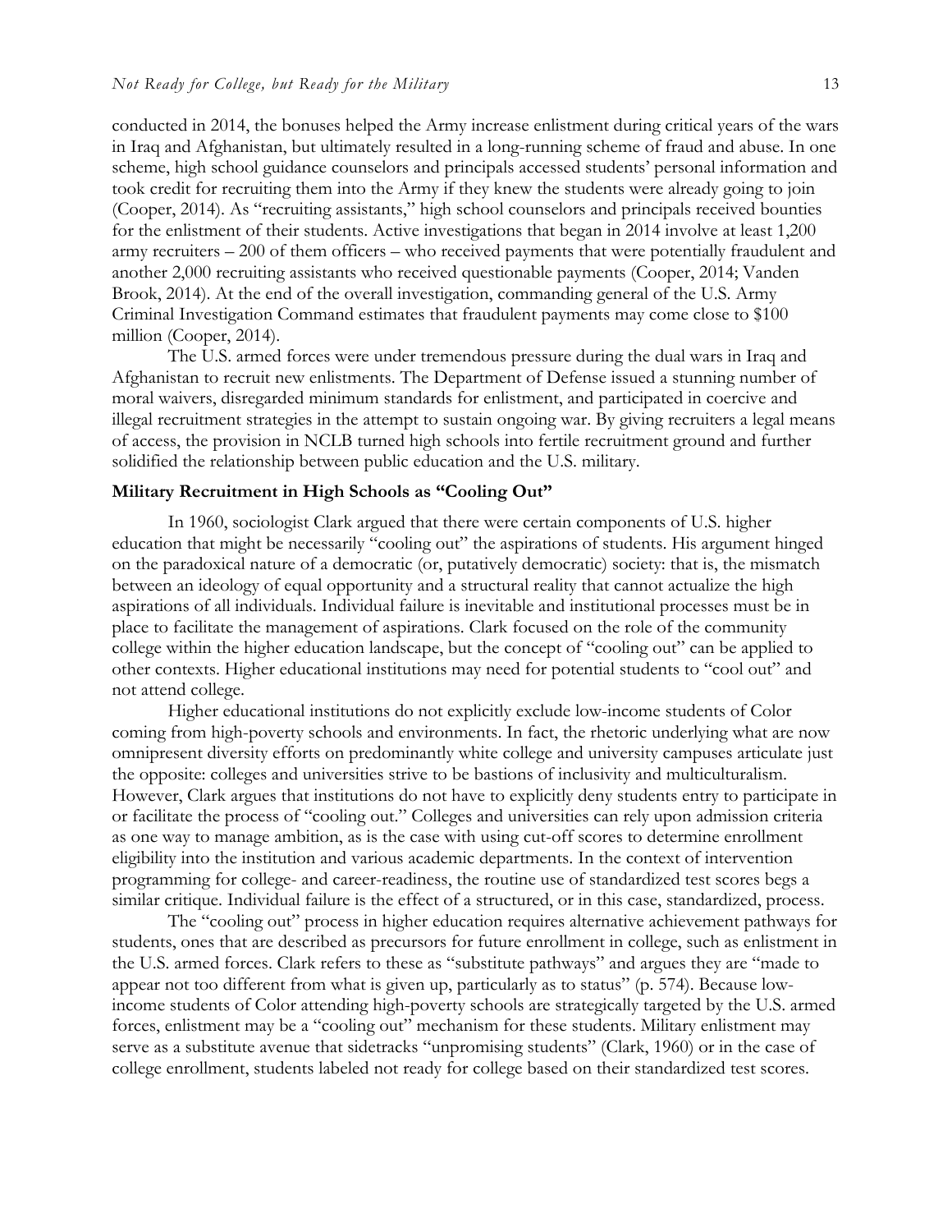conducted in 2014, the bonuses helped the Army increase enlistment during critical years of the wars in Iraq and Afghanistan, but ultimately resulted in a long-running scheme of fraud and abuse. In one scheme, high school guidance counselors and principals accessed students' personal information and took credit for recruiting them into the Army if they knew the students were already going to join (Cooper, 2014). As "recruiting assistants," high school counselors and principals received bounties for the enlistment of their students. Active investigations that began in 2014 involve at least 1,200 army recruiters – 200 of them officers – who received payments that were potentially fraudulent and another 2,000 recruiting assistants who received questionable payments (Cooper, 2014; Vanden Brook, 2014). At the end of the overall investigation, commanding general of the U.S. Army Criminal Investigation Command estimates that fraudulent payments may come close to $100 million (Cooper, 2014).

The U.S. armed forces were under tremendous pressure during the dual wars in Iraq and Afghanistan to recruit new enlistments. The Department of Defense issued a stunning number of moral waivers, disregarded minimum standards for enlistment, and participated in coercive and illegal recruitment strategies in the attempt to sustain ongoing war. By giving recruiters a legal means of access, the provision in NCLB turned high schools into fertile recruitment ground and further solidified the relationship between public education and the U.S. military.

**Military Recruitment in High Schools as "Cooling Out"**

In 1960, sociologist Clark argued that there were certain components of U.S. higher education that might be necessarily "cooling out" the aspirations of students. His argument hinged on the paradoxical nature of a democratic (or, putatively democratic) society: that is, the mismatch between an ideology of equal opportunity and a structural reality that cannot actualize the high aspirations of all individuals. Individual failure is inevitable and institutional processes must be in place to facilitate the management of aspirations. Clark focused on the role of the community college within the higher education landscape, but the concept of "cooling out" can be applied to other contexts. Higher educational institutions may need for potential students to "cool out" and not attend college.

Higher educational institutions do not explicitly exclude low-income students of Color coming from high-poverty schools and environments. In fact, the rhetoric underlying what are now omnipresent diversity efforts on predominantly white college and university campuses articulate just the opposite: colleges and universities strive to be bastions of inclusivity and multiculturalism. However, Clark argues that institutions do not have to explicitly deny students entry to participate in or facilitate the process of "cooling out." Colleges and universities can rely upon admission criteria as one way to manage ambition, as is the case with using cut-off scores to determine enrollment eligibility into the institution and various academic departments. In the context of intervention programming for college- and career-readiness, the routine use of standardized test scores begs a similar critique. Individual failure is the effect of a structured, or in this case, standardized, process.

The "cooling out" process in higher education requires alternative achievement pathways for students, ones that are described as precursors for future enrollment in college, such as enlistment in the U.S. armed forces. Clark refers to these as "substitute pathways" and argues they are "made to appear not too different from what is given up, particularly as to status" (p. 574). Because low-income students of Color attending high-poverty schools are strategically targeted by the U.S. armed forces, enlistment may be a "cooling out" mechanism for these students. Military enlistment may serve as a substitute avenue that sidetracks "unpromising students" (Clark, 1960) or in the case of college enrollment, students labeled not ready for college based on their standardized test scores.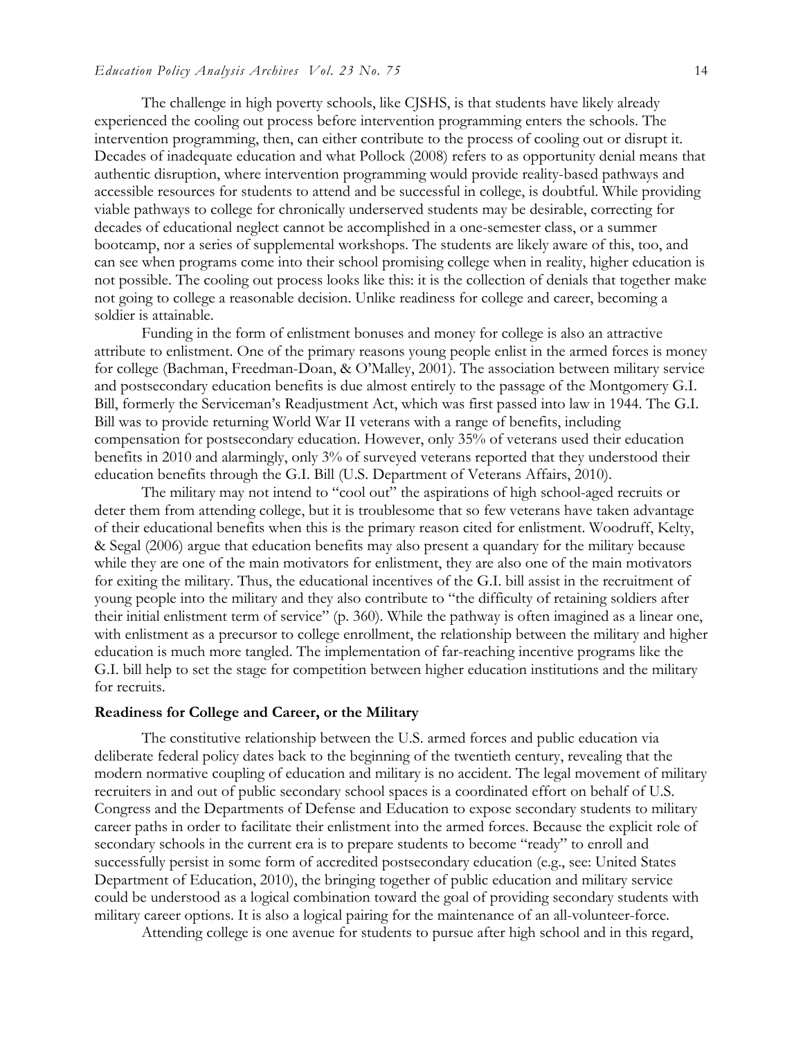The challenge in high poverty schools, like CJSHS, is that students have likely already experienced the cooling out process before intervention programming enters the schools. The intervention programming, then, can either contribute to the process of cooling out or disrupt it. Decades of inadequate education and what Pollock (2008) refers to as opportunity denial means that authentic disruption, where intervention programming would provide reality-based pathways and accessible resources for students to attend and be successful in college, is doubtful. While providing viable pathways to college for chronically underserved students may be desirable, correcting for decades of educational neglect cannot be accomplished in a one-semester class, or a summer bootcamp, nor a series of supplemental workshops. The students are likely aware of this, too, and can see when programs come into their school promising college when in reality, higher education is not possible. The cooling out process looks like this: it is the collection of denials that together make not going to college a reasonable decision. Unlike readiness for college and career, becoming a soldier is attainable.

Funding in the form of enlistment bonuses and money for college is also an attractive attribute to enlistment. One of the primary reasons young people enlist in the armed forces is money for college (Bachman, Freedman-Doan, & O'Malley, 2001). The association between military service and postsecondary education benefits is due almost entirely to the passage of the Montgomery G.I. Bill, formerly the Serviceman's Readjustment Act, which was first passed into law in 1944. The G.I. Bill was to provide returning World War II veterans with a range of benefits, including compensation for postsecondary education. However, only 35% of veterans used their education benefits in 2010 and alarmingly, only 3% of surveyed veterans reported that they understood their education benefits through the G.I. Bill (U.S. Department of Veterans Affairs, 2010).

The military may not intend to "cool out" the aspirations of high school-aged recruits or deter them from attending college, but it is troublesome that so few veterans have taken advantage of their educational benefits when this is the primary reason cited for enlistment. Woodruff, Kelty, & Segal (2006) argue that education benefits may also present a quandary for the military because while they are one of the main motivators for enlistment, they are also one of the main motivators for exiting the military. Thus, the educational incentives of the G.I. bill assist in the recruitment of young people into the military and they also contribute to "the difficulty of retaining soldiers after their initial enlistment term of service" (p. 360). While the pathway is often imagined as a linear one, with enlistment as a precursor to college enrollment, the relationship between the military and higher education is much more tangled. The implementation of far-reaching incentive programs like the G.I. bill help to set the stage for competition between higher education institutions and the military for recruits.

## Readiness for College and Career, or the Military

The constitutive relationship between the U.S. armed forces and public education via deliberate federal policy dates back to the beginning of the twentieth century, revealing that the modern normative coupling of education and military is no accident. The legal movement of military recruiters in and out of public secondary school spaces is a coordinated effort on behalf of U.S. Congress and the Departments of Defense and Education to expose secondary students to military career paths in order to facilitate their enlistment into the armed forces. Because the explicit role of secondary schools in the current era is to prepare students to become "ready" to enroll and successfully persist in some form of accredited postsecondary education (e.g., see: United States Department of Education, 2010), the bringing together of public education and military service could be understood as a logical combination toward the goal of providing secondary students with military career options. It is also a logical pairing for the maintenance of an all-volunteer-force.

Attending college is one avenue for students to pursue after high school and in this regard,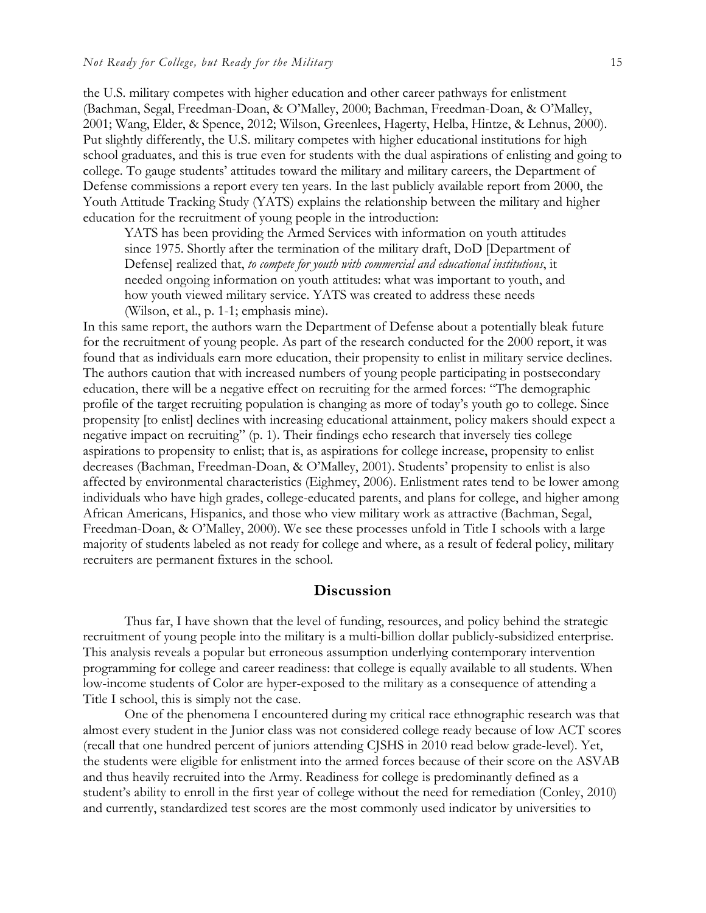the U.S. military competes with higher education and other career pathways for enlistment (Bachman, Segal, Freedman-Doan, & O'Malley, 2000; Bachman, Freedman-Doan, & O'Malley, 2001; Wang, Elder, & Spence, 2012; Wilson, Greenlees, Hagerty, Helba, Hintze, & Lehnus, 2000). Put slightly differently, the U.S. military competes with higher educational institutions for high school graduates, and this is true even for students with the dual aspirations of enlisting and going to college. To gauge students' attitudes toward the military and military careers, the Department of Defense commissions a report every ten years. In the last publicly available report from 2000, the Youth Attitude Tracking Study (YATS) explains the relationship between the military and higher education for the recruitment of young people in the introduction:

> YATS has been providing the Armed Services with information on youth attitudes since 1975. Shortly after the termination of the military draft, DoD [Department of Defense] realized that, *to compete for youth with commercial and educational institutions*, it needed ongoing information on youth attitudes: what was important to youth, and how youth viewed military service. YATS was created to address these needs (Wilson, et al., p. 1-1; emphasis mine).

In this same report, the authors warn the Department of Defense about a potentially bleak future for the recruitment of young people. As part of the research conducted for the 2000 report, it was found that as individuals earn more education, their propensity to enlist in military service declines. The authors caution that with increased numbers of young people participating in postsecondary education, there will be a negative effect on recruiting for the armed forces: "The demographic profile of the target recruiting population is changing as more of today's youth go to college. Since propensity [to enlist] declines with increasing educational attainment, policy makers should expect a negative impact on recruiting" (p. 1). Their findings echo research that inversely ties college aspirations to propensity to enlist; that is, as aspirations for college increase, propensity to enlist decreases (Bachman, Freedman-Doan, & O'Malley, 2001). Students' propensity to enlist is also affected by environmental characteristics (Eighmey, 2006). Enlistment rates tend to be lower among individuals who have high grades, college-educated parents, and plans for college, and higher among African Americans, Hispanics, and those who view military work as attractive (Bachman, Segal, Freedman-Doan, & O'Malley, 2000). We see these processes unfold in Title I schools with a large majority of students labeled as not ready for college and where, as a result of federal policy, military recruiters are permanent fixtures in the school.

## Discussion

Thus far, I have shown that the level of funding, resources, and policy behind the strategic recruitment of young people into the military is a multi-billion dollar publicly-subsidized enterprise. This analysis reveals a popular but erroneous assumption underlying contemporary intervention programming for college and career readiness: that college is equally available to all students. When low-income students of Color are hyper-exposed to the military as a consequence of attending a Title I school, this is simply not the case.

One of the phenomena I encountered during my critical race ethnographic research was that almost every student in the Junior class was not considered college ready because of low ACT scores (recall that one hundred percent of juniors attending CJSHS in 2010 read below grade-level). Yet, the students were eligible for enlistment into the armed forces because of their score on the ASVAB and thus heavily recruited into the Army. Readiness for college is predominantly defined as a student's ability to enroll in the first year of college without the need for remediation (Conley, 2010) and currently, standardized test scores are the most commonly used indicator by universities to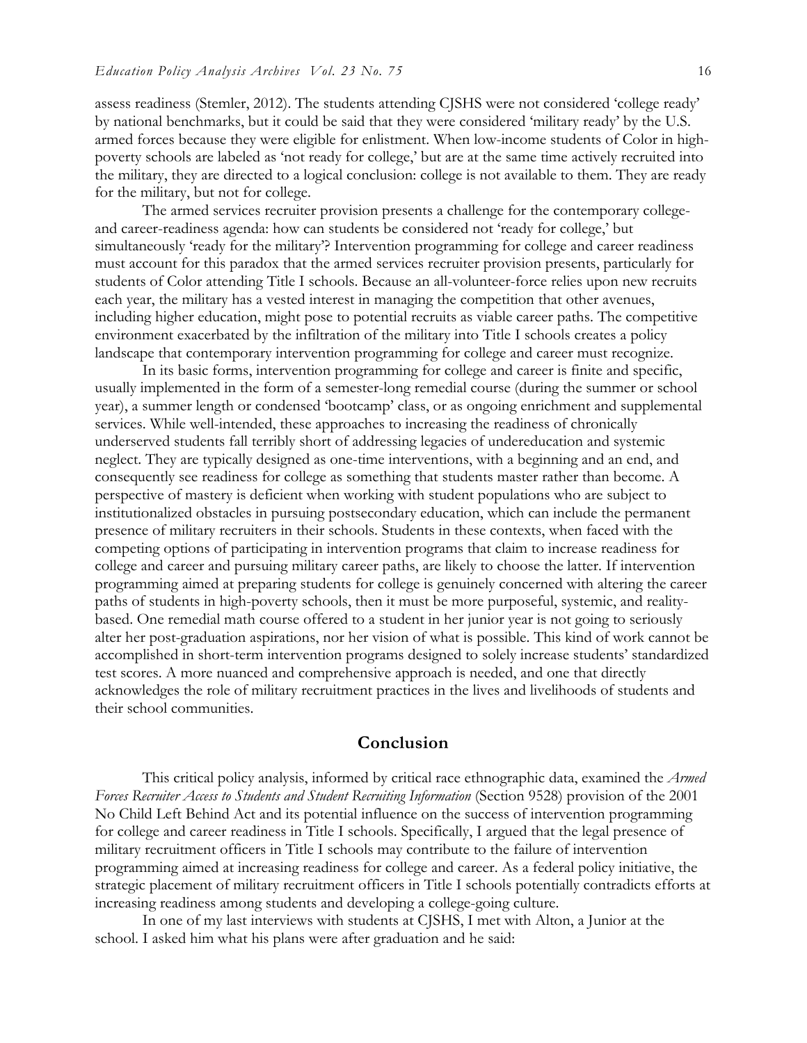assess readiness (Stemler, 2012). The students attending CJSHS were not considered 'college ready' by national benchmarks, but it could be said that they were considered 'military ready' by the U.S. armed forces because they were eligible for enlistment. When low-income students of Color in high-poverty schools are labeled as 'not ready for college,' but are at the same time actively recruited into the military, they are directed to a logical conclusion: college is not available to them. They are ready for the military, but not for college.

The armed services recruiter provision presents a challenge for the contemporary college- and career-readiness agenda: how can students be considered not 'ready for college,' but simultaneously 'ready for the military'? Intervention programming for college and career readiness must account for this paradox that the armed services recruiter provision presents, particularly for students of Color attending Title I schools. Because an all-volunteer-force relies upon new recruits each year, the military has a vested interest in managing the competition that other avenues, including higher education, might pose to potential recruits as viable career paths. The competitive environment exacerbated by the infiltration of the military into Title I schools creates a policy landscape that contemporary intervention programming for college and career must recognize.

In its basic forms, intervention programming for college and career is finite and specific, usually implemented in the form of a semester-long remedial course (during the summer or school year), a summer length or condensed 'bootcamp' class, or as ongoing enrichment and supplemental services. While well-intended, these approaches to increasing the readiness of chronically underserved students fall terribly short of addressing legacies of undereducation and systemic neglect. They are typically designed as one-time interventions, with a beginning and an end, and consequently see readiness for college as something that students master rather than become. A perspective of mastery is deficient when working with student populations who are subject to institutionalized obstacles in pursuing postsecondary education, which can include the permanent presence of military recruiters in their schools. Students in these contexts, when faced with the competing options of participating in intervention programs that claim to increase readiness for college and career and pursuing military career paths, are likely to choose the latter. If intervention programming aimed at preparing students for college is genuinely concerned with altering the career paths of students in high-poverty schools, then it must be more purposeful, systemic, and reality-based. One remedial math course offered to a student in her junior year is not going to seriously alter her post-graduation aspirations, nor her vision of what is possible. This kind of work cannot be accomplished in short-term intervention programs designed to solely increase students' standardized test scores. A more nuanced and comprehensive approach is needed, and one that directly acknowledges the role of military recruitment practices in the lives and livelihoods of students and their school communities.

## Conclusion

This critical policy analysis, informed by critical race ethnographic data, examined the *Armed Forces Recruiter Access to Students and Student Recruiting Information* (Section 9528) provision of the 2001 No Child Left Behind Act and its potential influence on the success of intervention programming for college and career readiness in Title I schools. Specifically, I argued that the legal presence of military recruitment officers in Title I schools may contribute to the failure of intervention programming aimed at increasing readiness for college and career. As a federal policy initiative, the strategic placement of military recruitment officers in Title I schools potentially contradicts efforts at increasing readiness among students and developing a college-going culture.

In one of my last interviews with students at CJSHS, I met with Alton, a Junior at the school. I asked him what his plans were after graduation and he said: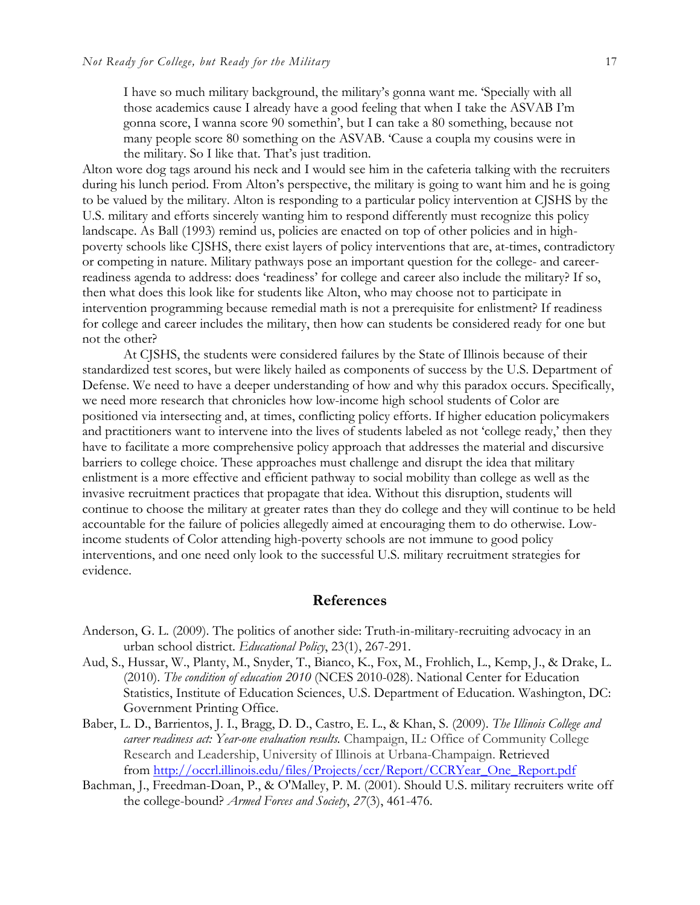> I have so much military background, the military's gonna want me. 'Specially with all those academics cause I already have a good feeling that when I take the ASVAB I'm gonna score, I wanna score 90 somethin', but I can take a 80 something, because not many people score 80 something on the ASVAB. 'Cause a coupla my cousins were in the military. So I like that. That's just tradition.

Alton wore dog tags around his neck and I would see him in the cafeteria talking with the recruiters during his lunch period. From Alton's perspective, the military is going to want him and he is going to be valued by the military. Alton is responding to a particular policy intervention at CJSHS by the U.S. military and efforts sincerely wanting him to respond differently must recognize this policy landscape. As Ball (1993) remind us, policies are enacted on top of other policies and in high-poverty schools like CJSHS, there exist layers of policy interventions that are, at-times, contradictory or competing in nature. Military pathways pose an important question for the college- and career-readiness agenda to address: does 'readiness' for college and career also include the military? If so, then what does this look like for students like Alton, who may choose not to participate in intervention programming because remedial math is not a prerequisite for enlistment? If readiness for college and career includes the military, then how can students be considered ready for one but not the other?

At CJSHS, the students were considered failures by the State of Illinois because of their standardized test scores, but were likely hailed as components of success by the U.S. Department of Defense. We need to have a deeper understanding of how and why this paradox occurs. Specifically, we need more research that chronicles how low-income high school students of Color are positioned via intersecting and, at times, conflicting policy efforts. If higher education policymakers and practitioners want to intervene into the lives of students labeled as not 'college ready,' then they have to facilitate a more comprehensive policy approach that addresses the material and discursive barriers to college choice. These approaches must challenge and disrupt the idea that military enlistment is a more effective and efficient pathway to social mobility than college as well as the invasive recruitment practices that propagate that idea. Without this disruption, students will continue to choose the military at greater rates than they do college and they will continue to be held accountable for the failure of policies allegedly aimed at encouraging them to do otherwise. Low-income students of Color attending high-poverty schools are not immune to good policy interventions, and one need only look to the successful U.S. military recruitment strategies for evidence.

## References

Anderson, G. L. (2009). The politics of another side: Truth-in-military-recruiting advocacy in an urban school district. *Educational Policy*, 23(1), 267-291.

Aud, S., Hussar, W., Planty, M., Snyder, T., Bianco, K., Fox, M., Frohlich, L., Kemp, J., & Drake, L. (2010). *The condition of education 2010* (NCES 2010-028). National Center for Education Statistics, Institute of Education Sciences, U.S. Department of Education. Washington, DC: Government Printing Office.

Baber, L. D., Barrientos, J. I., Bragg, D. D., Castro, E. L., & Khan, S. (2009). *The Illinois College and career readiness act: Year-one evaluation results.* Champaign, IL: Office of Community College Research and Leadership, University of Illinois at Urbana-Champaign. Retrieved from http://occrl.illinois.edu/files/Projects/ccr/Report/CCRYear_One_Report.pdf

Bachman, J., Freedman-Doan, P., & O'Malley, P. M. (2001). Should U.S. military recruiters write off the college-bound? *Armed Forces and Society*, *27*(3), 461-476.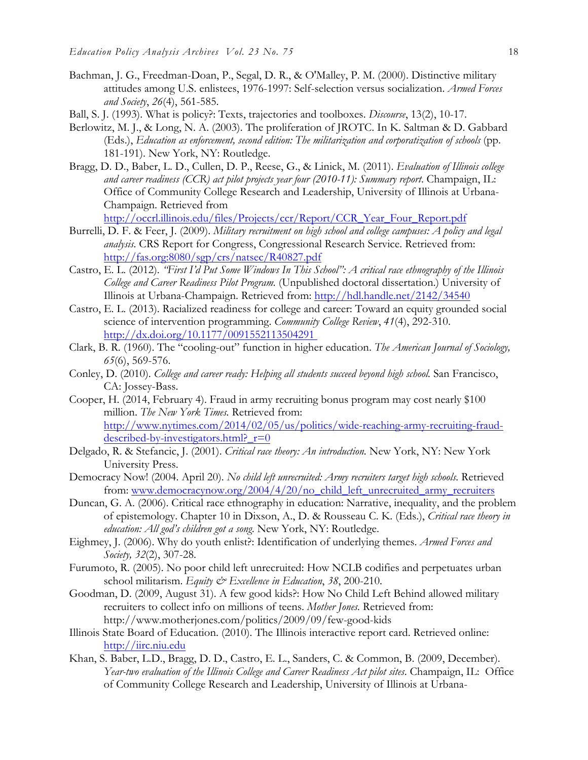Bachman, J. G., Freedman-Doan, P., Segal, D. R., & O'Malley, P. M. (2000). Distinctive military attitudes among U.S. enlistees, 1976-1997: Self-selection versus socialization. *Armed Forces and Society*, *26*(4), 561-585.

Ball, S. J. (1993). What is policy?: Texts, trajectories and toolboxes. *Discourse*, 13(2), 10-17.

Berlowitz, M. J., & Long, N. A. (2003). The proliferation of JROTC. In K. Saltman & D. Gabbard (Eds.), *Education as enforcement, second edition: The militarization and corporatization of schools* (pp. 181-191). New York, NY: Routledge.

Bragg, D. D., Baber, L. D., Cullen, D. P., Reese, G., & Linick, M. (2011). *Evaluation of Illinois college and career readiness (CCR) act pilot projects year four (2010-11): Summary report*. Champaign, IL: Office of Community College Research and Leadership, University of Illinois at Urbana-Champaign. Retrieved from http://occrl.illinois.edu/files/Projects/ccr/Report/CCR_Year_Four_Report.pdf

Burrelli, D. F. & Feer, J. (2009). *Military recruitment on high school and college campuses: A policy and legal analysis.* CRS Report for Congress, Congressional Research Service. Retrieved from: http://fas.org:8080/sgp/crs/natsec/R40827.pdf

Castro, E. L. (2012). *"First I'd Put Some Windows In This School": A critical race ethnography of the Illinois College and Career Readiness Pilot Program.* (Unpublished doctoral dissertation.) University of Illinois at Urbana-Champaign. Retrieved from: http://hdl.handle.net/2142/34540

Castro, E. L. (2013). Racialized readiness for college and career: Toward an equity grounded social science of intervention programming. *Community College Review*, *41*(4), 292-310. http://dx.doi.org/10.1177/0091552113504291

Clark, B. R. (1960). The "cooling-out" function in higher education. *The American Journal of Sociology, 65*(6), 569-576.

Conley, D. (2010). *College and career ready: Helping all students succeed beyond high school.* San Francisco, CA: Jossey-Bass.

Cooper, H. (2014, February 4). Fraud in army recruiting bonus program may cost nearly $100 million. *The New York Times.* Retrieved from: http://www.nytimes.com/2014/02/05/us/politics/wide-reaching-army-recruiting-fraud-described-by-investigators.html?_r=0

Delgado, R. & Stefancic, J. (2001). *Critical race theory: An introduction.* New York, NY: New York University Press.

Democracy Now! (2004. April 20). *No child left unrecruited: Army recruiters target high schools.* Retrieved from: www.democracynow.org/2004/4/20/no_child_left_unrecruited_army_recruiters

Duncan, G. A. (2006). Critical race ethnography in education: Narrative, inequality, and the problem of epistemology. Chapter 10 in Dixson, A., D. & Rousseau C. K. (Eds.), *Critical race theory in education: All god's children got a song.* New York, NY: Routledge.

Eighmey, J. (2006). Why do youth enlist?: Identification of underlying themes. *Armed Forces and Society, 32*(2), 307-28.

Furumoto, R. (2005). No poor child left unrecruited: How NCLB codifies and perpetuates urban school militarism. *Equity & Excellence in Education*, *38*, 200-210.

Goodman, D. (2009, August 31). A few good kids?: How No Child Left Behind allowed military recruiters to collect info on millions of teens. *Mother Jones.* Retrieved from: http://www.motherjones.com/politics/2009/09/few-good-kids

Illinois State Board of Education. (2010). The Illinois interactive report card. Retrieved online: http://iirc.niu.edu

Khan, S. Baber, L.D., Bragg, D. D., Castro, E. L., Sanders, C. & Common, B. (2009, December). *Year-two evaluation of the Illinois College and Career Readiness Act pilot sites.* Champaign, IL: Office of Community College Research and Leadership, University of Illinois at Urbana-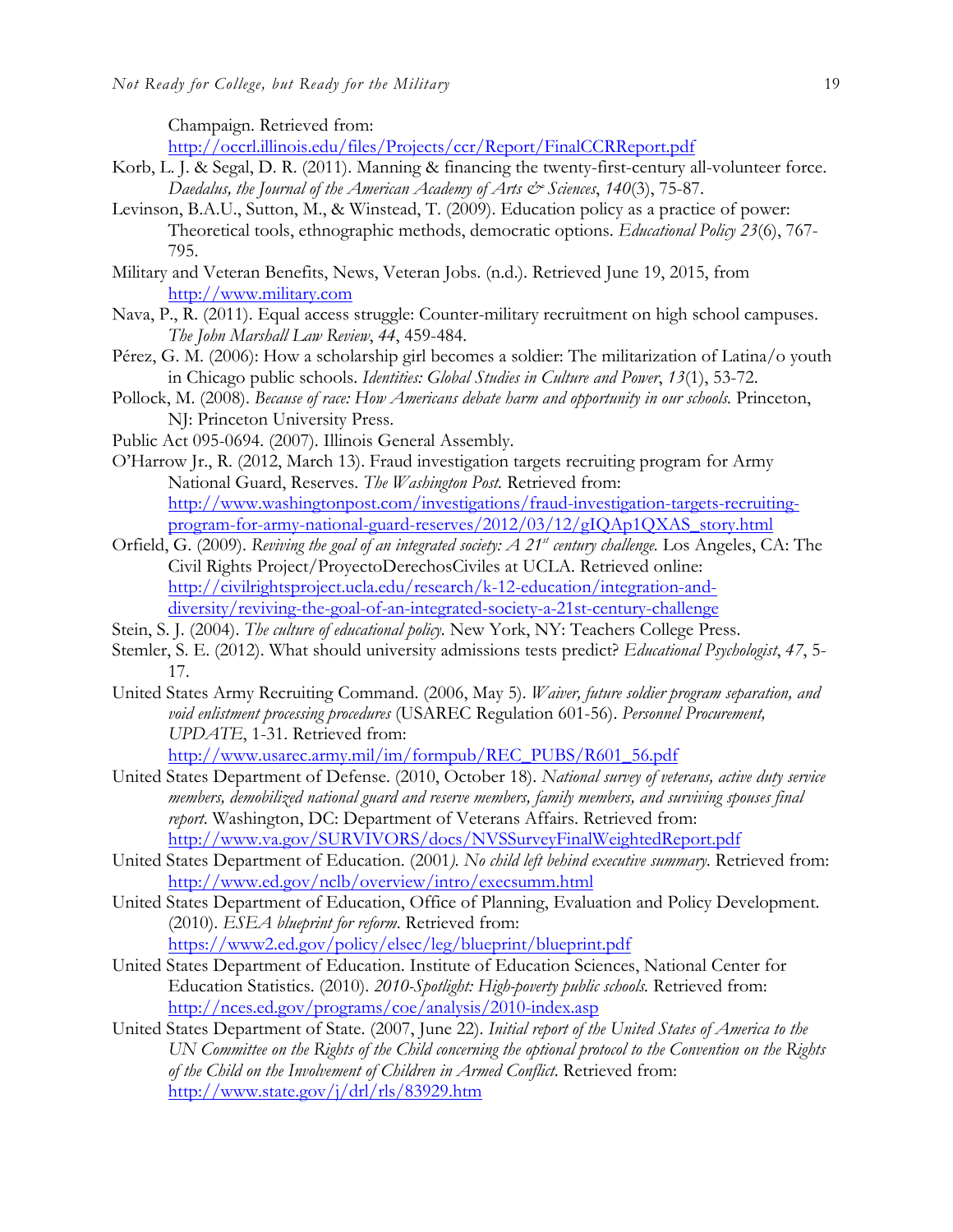Champaign. Retrieved from: http://occrl.illinois.edu/files/Projects/ccr/Report/FinalCCRReport.pdf

Korb, L. J. & Segal, D. R. (2011). Manning & financing the twenty-first-century all-volunteer force. *Daedalus, the Journal of the American Academy of Arts & Sciences*, *140*(3), 75-87.

Levinson, B.A.U., Sutton, M., & Winstead, T. (2009). Education policy as a practice of power: Theoretical tools, ethnographic methods, democratic options. *Educational Policy 23*(6), 767-795.

Military and Veteran Benefits, News, Veteran Jobs. (n.d.). Retrieved June 19, 2015, from http://www.military.com

Nava, P., R. (2011). Equal access struggle: Counter-military recruitment on high school campuses. *The John Marshall Law Review*, *44*, 459-484.

Pérez, G. M. (2006): How a scholarship girl becomes a soldier: The militarization of Latina/o youth in Chicago public schools. *Identities: Global Studies in Culture and Power*, *13*(1), 53-72.

Pollock, M. (2008). *Because of race: How Americans debate harm and opportunity in our schools.* Princeton, NJ: Princeton University Press.

Public Act 095-0694. (2007). Illinois General Assembly.

O'Harrow Jr., R. (2012, March 13). Fraud investigation targets recruiting program for Army National Guard, Reserves. *The Washington Post.* Retrieved from: http://www.washingtonpost.com/investigations/fraud-investigation-targets-recruiting-program-for-army-national-guard-reserves/2012/03/12/gIQAp1QXAS_story.html

Orfield, G. (2009). *Reviving the goal of an integrated society: A 21st century challenge.* Los Angeles, CA: The Civil Rights Project/ProyectoDerechosCiviles at UCLA. Retrieved online: http://civilrightsproject.ucla.edu/research/k-12-education/integration-and-diversity/reviving-the-goal-of-an-integrated-society-a-21st-century-challenge

Stein, S. J. (2004). *The culture of educational policy.* New York, NY: Teachers College Press.

Stemler, S. E. (2012). What should university admissions tests predict? *Educational Psychologist*, *47*, 5-17.

United States Army Recruiting Command. (2006, May 5). *Waiver, future soldier program separation, and void enlistment processing procedures* (USAREC Regulation 601-56). *Personnel Procurement, UPDATE*, 1-31. Retrieved from: http://www.usarec.army.mil/im/formpub/REC_PUBS/R601_56.pdf

United States Department of Defense. (2010, October 18). *National survey of veterans, active duty service members, demobilized national guard and reserve members, family members, and surviving spouses final report.* Washington, DC: Department of Veterans Affairs. Retrieved from: http://www.va.gov/SURVIVORS/docs/NVSSurveyFinalWeightedReport.pdf

United States Department of Education. (2001*). No child left behind executive summary*. Retrieved from: http://www.ed.gov/nclb/overview/intro/execsumm.html

United States Department of Education, Office of Planning, Evaluation and Policy Development. (2010). *ESEA blueprint for reform*. Retrieved from: https://www2.ed.gov/policy/elsec/leg/blueprint/blueprint.pdf

United States Department of Education. Institute of Education Sciences, National Center for Education Statistics. (2010). *2010-Spotlight: High-poverty public schools.* Retrieved from: http://nces.ed.gov/programs/coe/analysis/2010-index.asp

United States Department of State. (2007, June 22). *Initial report of the United States of America to the UN Committee on the Rights of the Child concerning the optional protocol to the Convention on the Rights of the Child on the Involvement of Children in Armed Conflict*. Retrieved from: http://www.state.gov/j/drl/rls/83929.htm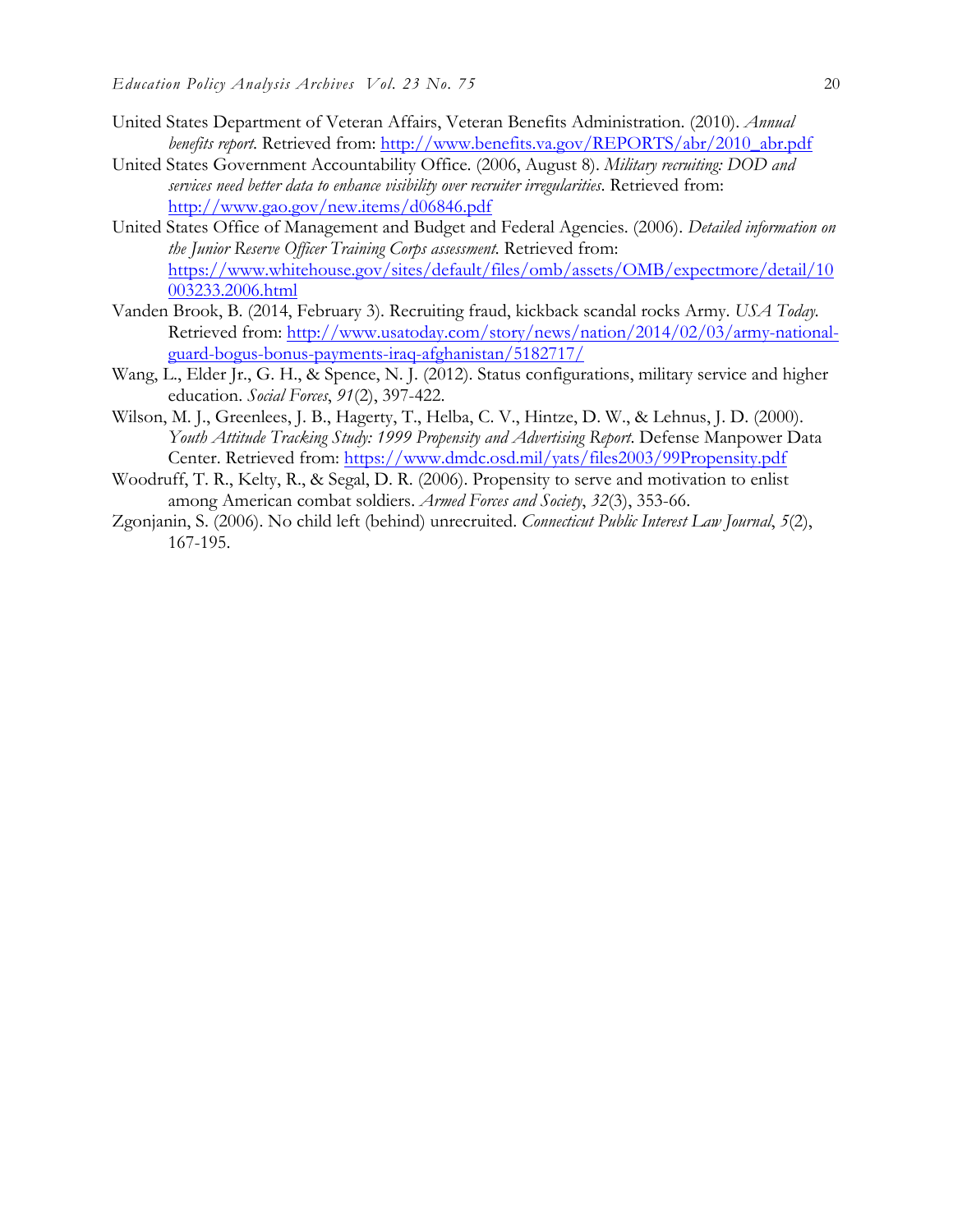United States Department of Veteran Affairs, Veteran Benefits Administration. (2010). *Annual benefits report*. Retrieved from: http://www.benefits.va.gov/REPORTS/abr/2010_abr.pdf

United States Government Accountability Office. (2006, August 8). *Military recruiting: DOD and services need better data to enhance visibility over recruiter irregularities*. Retrieved from: http://www.gao.gov/new.items/d06846.pdf

United States Office of Management and Budget and Federal Agencies. (2006). *Detailed information on the Junior Reserve Officer Training Corps assessment*. Retrieved from: https://www.whitehouse.gov/sites/default/files/omb/assets/OMB/expectmore/detail/10003233.2006.html

Vanden Brook, B. (2014, February 3). Recruiting fraud, kickback scandal rocks Army. *USA Today*. Retrieved from: http://www.usatoday.com/story/news/nation/2014/02/03/army-national-guard-bogus-bonus-payments-iraq-afghanistan/5182717/

Wang, L., Elder Jr., G. H., & Spence, N. J. (2012). Status configurations, military service and higher education. *Social Forces*, *91*(2), 397-422.

Wilson, M. J., Greenlees, J. B., Hagerty, T., Helba, C. V., Hintze, D. W., & Lehnus, J. D. (2000). *Youth Attitude Tracking Study: 1999 Propensity and Advertising Report*. Defense Manpower Data Center. Retrieved from: https://www.dmdc.osd.mil/yats/files2003/99Propensity.pdf

Woodruff, T. R., Kelty, R., & Segal, D. R. (2006). Propensity to serve and motivation to enlist among American combat soldiers. *Armed Forces and Society*, *32*(3), 353-66.

Zgonjanin, S. (2006). No child left (behind) unrecruited. *Connecticut Public Interest Law Journal*, *5*(2), 167-195.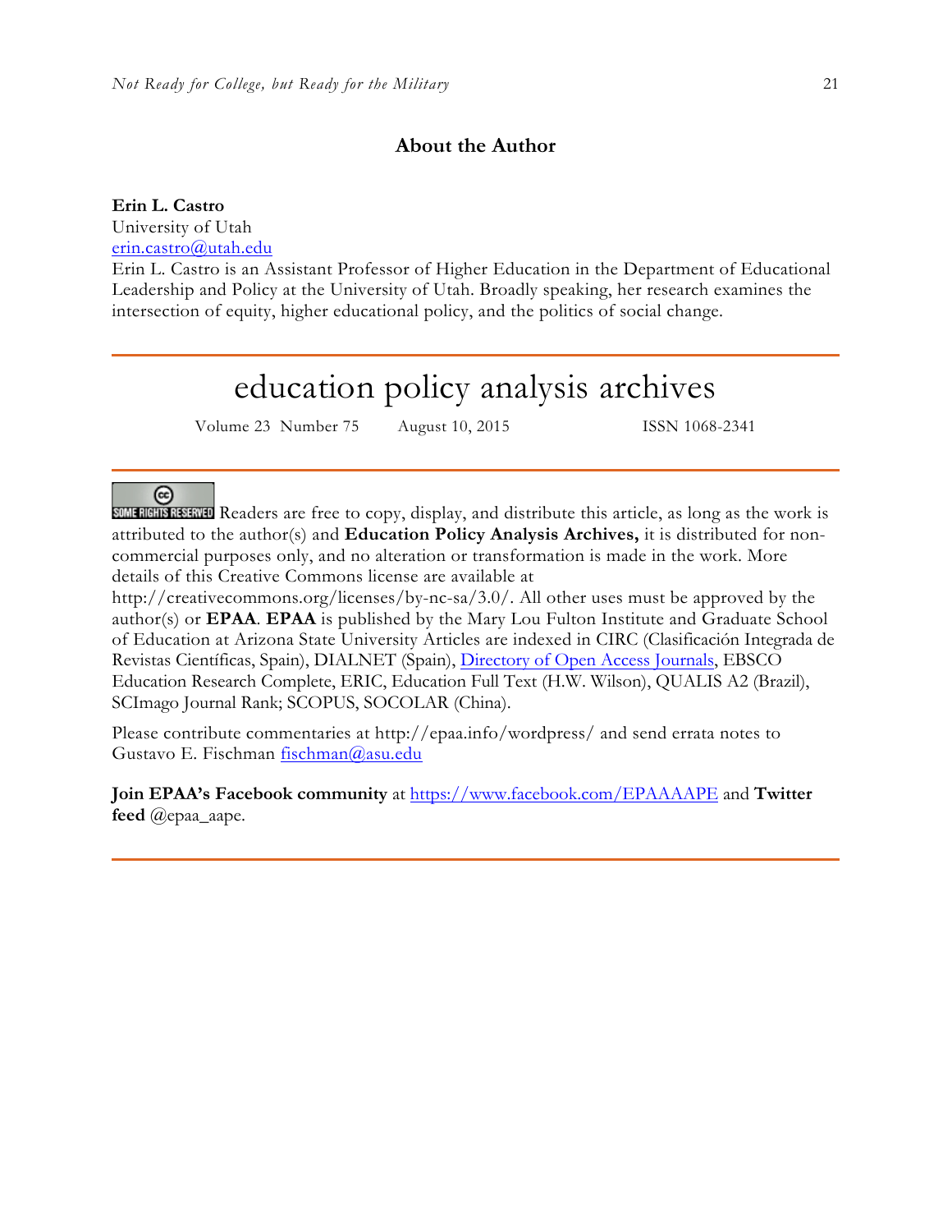## About the Author

**Erin L. Castro**
University of Utah
erin.castro@utah.edu
Erin L. Castro is an Assistant Professor of Higher Education in the Department of Educational Leadership and Policy at the University of Utah. Broadly speaking, her research examines the intersection of equity, higher educational policy, and the politics of social change.

---

# education policy analysis archives

Volume 23 Number 75 August 10, 2015 ISSN 1068-2341

---

SOME RIGHTS RESERVED Readers are free to copy, display, and distribute this article, as long as the work is attributed to the author(s) and **Education Policy Analysis Archives,** it is distributed for non-commercial purposes only, and no alteration or transformation is made in the work. More details of this Creative Commons license are available at http://creativecommons.org/licenses/by-nc-sa/3.0/. All other uses must be approved by the author(s) or **EPAA**. **EPAA** is published by the Mary Lou Fulton Institute and Graduate School of Education at Arizona State University Articles are indexed in CIRC (Clasificación Integrada de Revistas Científicas, Spain), DIALNET (Spain), Directory of Open Access Journals, EBSCO Education Research Complete, ERIC, Education Full Text (H.W. Wilson), QUALIS A2 (Brazil), SCImago Journal Rank; SCOPUS, SOCOLAR (China).

Please contribute commentaries at http://epaa.info/wordpress/ and send errata notes to Gustavo E. Fischman fischman@asu.edu

**Join EPAA's Facebook community** at https://www.facebook.com/EPAAAAPE and **Twitter feed** @epaa_aape.

---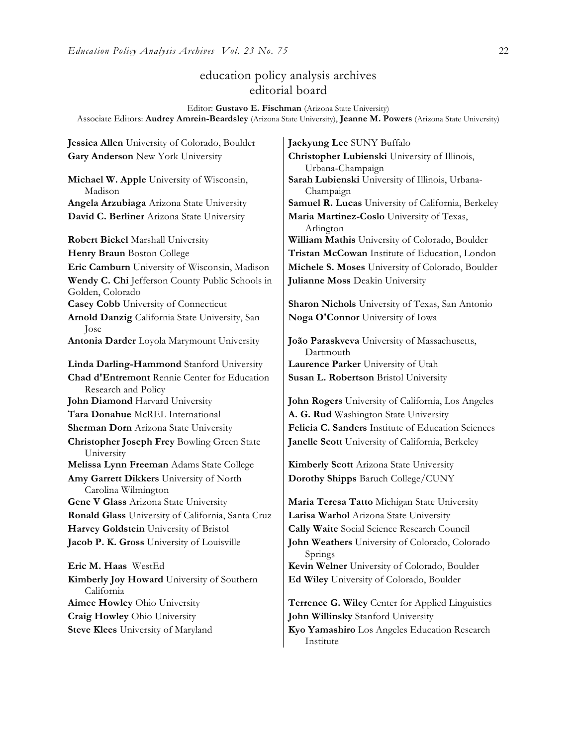# education policy analysis archives
## editorial board

Editor: **Gustavo E. Fischman** (Arizona State University)
Associate Editors: **Audrey Amrein-Beardsley** (Arizona State University), **Jeanne M. Powers** (Arizona State University)

**Jessica Allen** University of Colorado, Boulder
**Gary Anderson** New York University
**Michael W. Apple** University of Wisconsin, Madison
**Angela Arzubiaga** Arizona State University
**David C. Berliner** Arizona State University
**Robert Bickel** Marshall University
**Henry Braun** Boston College
**Eric Camburn** University of Wisconsin, Madison
**Wendy C. Chi** Jefferson County Public Schools in Golden, Colorado
**Casey Cobb** University of Connecticut
**Arnold Danzig** California State University, San Jose
**Antonia Darder** Loyola Marymount University
**Linda Darling-Hammond** Stanford University
**Chad d'Entremont** Rennie Center for Education Research and Policy
**John Diamond** Harvard University
**Tara Donahue** McREL International
**Sherman Dorn** Arizona State University
**Christopher Joseph Frey** Bowling Green State University
**Melissa Lynn Freeman** Adams State College
**Amy Garrett Dikkers** University of North Carolina Wilmington
**Gene V Glass** Arizona State University
**Ronald Glass** University of California, Santa Cruz
**Harvey Goldstein** University of Bristol
**Jacob P. K. Gross** University of Louisville
**Eric M. Haas** WestEd
**Kimberly Joy Howard** University of Southern California
**Aimee Howley** Ohio University
**Craig Howley** Ohio University
**Steve Klees** University of Maryland
**Jaekyung Lee** SUNY Buffalo
**Christopher Lubienski** University of Illinois, Urbana-Champaign
**Sarah Lubienski** University of Illinois, Urbana-Champaign
**Samuel R. Lucas** University of California, Berkeley
**Maria Martinez-Coslo** University of Texas, Arlington
**William Mathis** University of Colorado, Boulder
**Tristan McCowan** Institute of Education, London
**Michele S. Moses** University of Colorado, Boulder
**Julianne Moss** Deakin University
**Sharon Nichols** University of Texas, San Antonio
**Noga O'Connor** University of Iowa
**João Paraskveva** University of Massachusetts, Dartmouth
**Laurence Parker** University of Utah
**Susan L. Robertson** Bristol University
**John Rogers** University of California, Los Angeles
**A. G. Rud** Washington State University
**Felicia C. Sanders** Institute of Education Sciences
**Janelle Scott** University of California, Berkeley
**Kimberly Scott** Arizona State University
**Dorothy Shipps** Baruch College/CUNY
**Maria Teresa Tatto** Michigan State University
**Larisa Warhol** Arizona State University
**Cally Waite** Social Science Research Council
**John Weathers** University of Colorado, Colorado Springs
**Kevin Welner** University of Colorado, Boulder
**Ed Wiley** University of Colorado, Boulder
**Terrence G. Wiley** Center for Applied Linguistics
**John Willinsky** Stanford University
**Kyo Yamashiro** Los Angeles Education Research Institute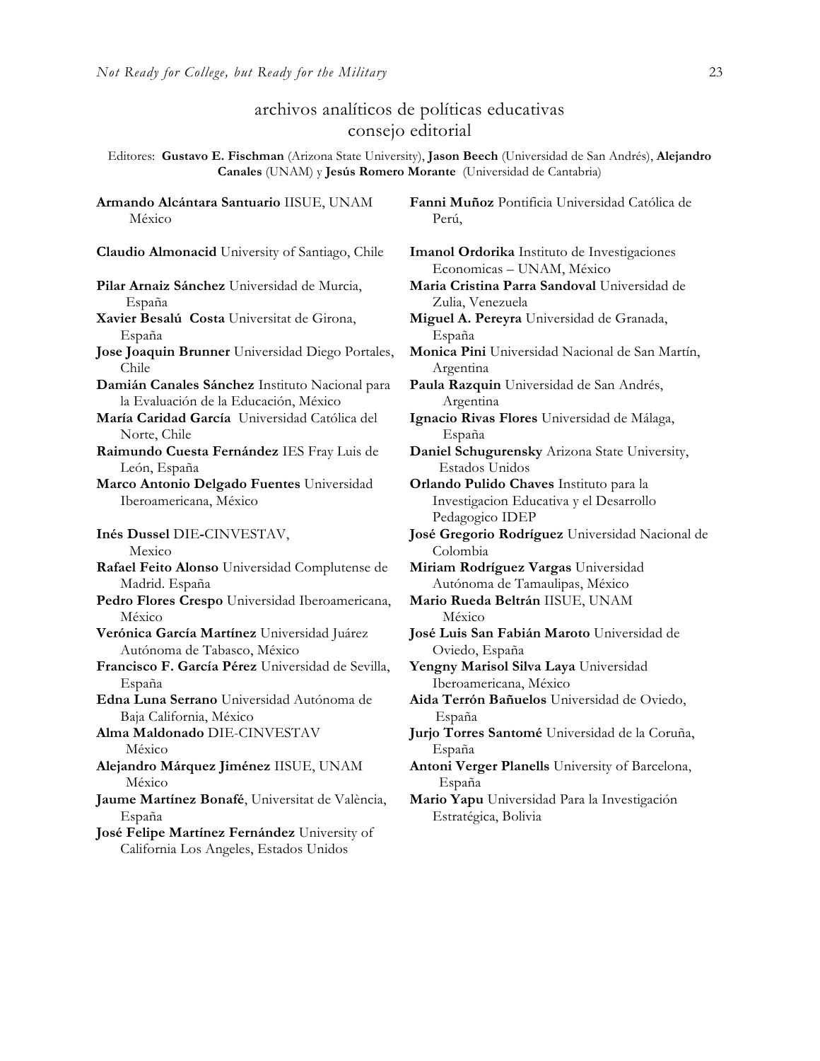## archivos analíticos de políticas educativas
## consejo editorial

Editores: **Gustavo E. Fischman** (Arizona State University), **Jason Beech** (Universidad de San Andrés), **Alejandro Canales** (UNAM) y **Jesús Romero Morante** (Universidad de Cantabria)

**Armando Alcántara Santuario** IISUE, UNAM México

**Claudio Almonacid** University of Santiago, Chile

**Pilar Arnaiz Sánchez** Universidad de Murcia, España

**Xavier Besalú Costa** Universitat de Girona, España

**Jose Joaquin Brunner** Universidad Diego Portales, Chile

**Damián Canales Sánchez** Instituto Nacional para la Evaluación de la Educación, México

**María Caridad García** Universidad Católica del Norte, Chile

**Raimundo Cuesta Fernández** IES Fray Luis de León, España

**Marco Antonio Delgado Fuentes** Universidad Iberoamericana, México

**Inés Dussel** DIE-CINVESTAV, Mexico

**Rafael Feito Alonso** Universidad Complutense de Madrid. España

**Pedro Flores Crespo** Universidad Iberoamericana, México

**Verónica García Martínez** Universidad Juárez Autónoma de Tabasco, México

**Francisco F. García Pérez** Universidad de Sevilla, España

**Edna Luna Serrano** Universidad Autónoma de Baja California, México

**Alma Maldonado** DIE-CINVESTAV México

**Alejandro Márquez Jiménez** IISUE, UNAM México

**Jaume Martínez Bonafé**, Universitat de València, España

**José Felipe Martínez Fernández** University of California Los Angeles, Estados Unidos

**Fanni Muñoz** Pontificia Universidad Católica de Perú,

**Imanol Ordorika** Instituto de Investigaciones Economicas – UNAM, México

**Maria Cristina Parra Sandoval** Universidad de Zulia, Venezuela

**Miguel A. Pereyra** Universidad de Granada, España

**Monica Pini** Universidad Nacional de San Martín, Argentina

**Paula Razquin** Universidad de San Andrés, Argentina

**Ignacio Rivas Flores** Universidad de Málaga, España

**Daniel Schugurensky** Arizona State University, Estados Unidos

**Orlando Pulido Chaves** Instituto para la Investigacion Educativa y el Desarrollo Pedagogico IDEP

**José Gregorio Rodríguez** Universidad Nacional de Colombia

**Miriam Rodríguez Vargas** Universidad Autónoma de Tamaulipas, México

**Mario Rueda Beltrán** IISUE, UNAM México

**José Luis San Fabián Maroto** Universidad de Oviedo, España

**Yengny Marisol Silva Laya** Universidad Iberoamericana, México

**Aida Terrón Bañuelos** Universidad de Oviedo, España

**Jurjo Torres Santomé** Universidad de la Coruña, España

**Antoni Verger Planells** University of Barcelona, España

**Mario Yapu** Universidad Para la Investigación Estratégica, Bolivia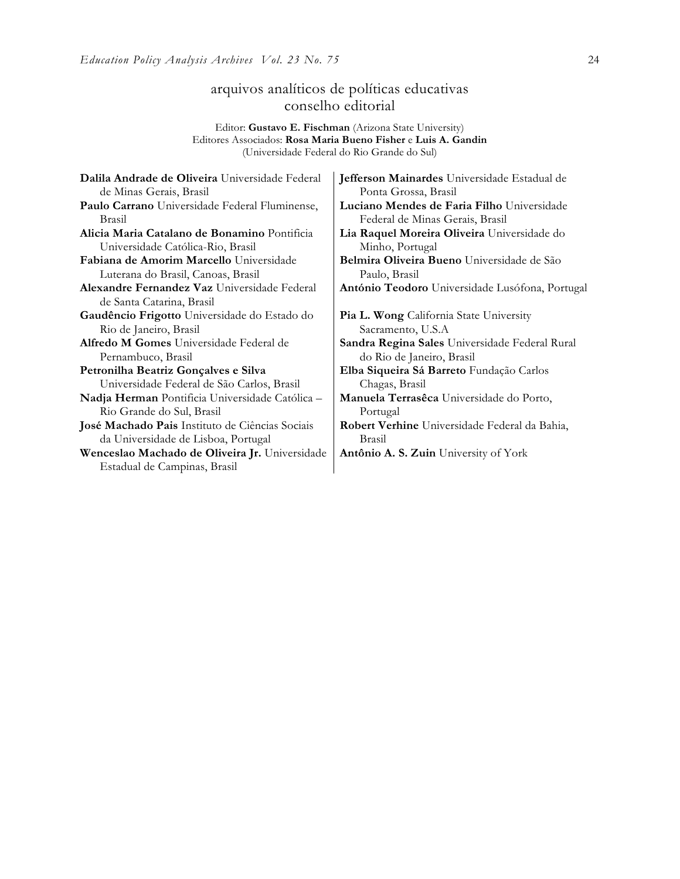## arquivos analíticos de políticas educativas
## conselho editorial

Editor: **Gustavo E. Fischman** (Arizona State University)
Editores Associados: **Rosa Maria Bueno Fisher** e **Luis A. Gandin**
(Universidade Federal do Rio Grande do Sul)

**Dalila Andrade de Oliveira** Universidade Federal de Minas Gerais, Brasil

**Paulo Carrano** Universidade Federal Fluminense, Brasil

**Alicia Maria Catalano de Bonamino** Pontificia Universidade Católica-Rio, Brasil

**Fabiana de Amorim Marcello** Universidade Luterana do Brasil, Canoas, Brasil

**Alexandre Fernandez Vaz** Universidade Federal de Santa Catarina, Brasil

**Gaudêncio Frigotto** Universidade do Estado do Rio de Janeiro, Brasil

**Alfredo M Gomes** Universidade Federal de Pernambuco, Brasil

**Petronilha Beatriz Gonçalves e Silva** Universidade Federal de São Carlos, Brasil

**Nadja Herman** Pontificia Universidade Católica – Rio Grande do Sul, Brasil

**José Machado Pais** Instituto de Ciências Sociais da Universidade de Lisboa, Portugal

**Wenceslao Machado de Oliveira Jr.** Universidade Estadual de Campinas, Brasil

**Jefferson Mainardes** Universidade Estadual de Ponta Grossa, Brasil

**Luciano Mendes de Faria Filho** Universidade Federal de Minas Gerais, Brasil

**Lia Raquel Moreira Oliveira** Universidade do Minho, Portugal

**Belmira Oliveira Bueno** Universidade de São Paulo, Brasil

**António Teodoro** Universidade Lusófona, Portugal

**Pia L. Wong** California State University Sacramento, U.S.A

**Sandra Regina Sales** Universidade Federal Rural do Rio de Janeiro, Brasil

**Elba Siqueira Sá Barreto** Fundação Carlos Chagas, Brasil

**Manuela Terrasêca** Universidade do Porto, Portugal

**Robert Verhine** Universidade Federal da Bahia, Brasil

**Antônio A. S. Zuin** University of York